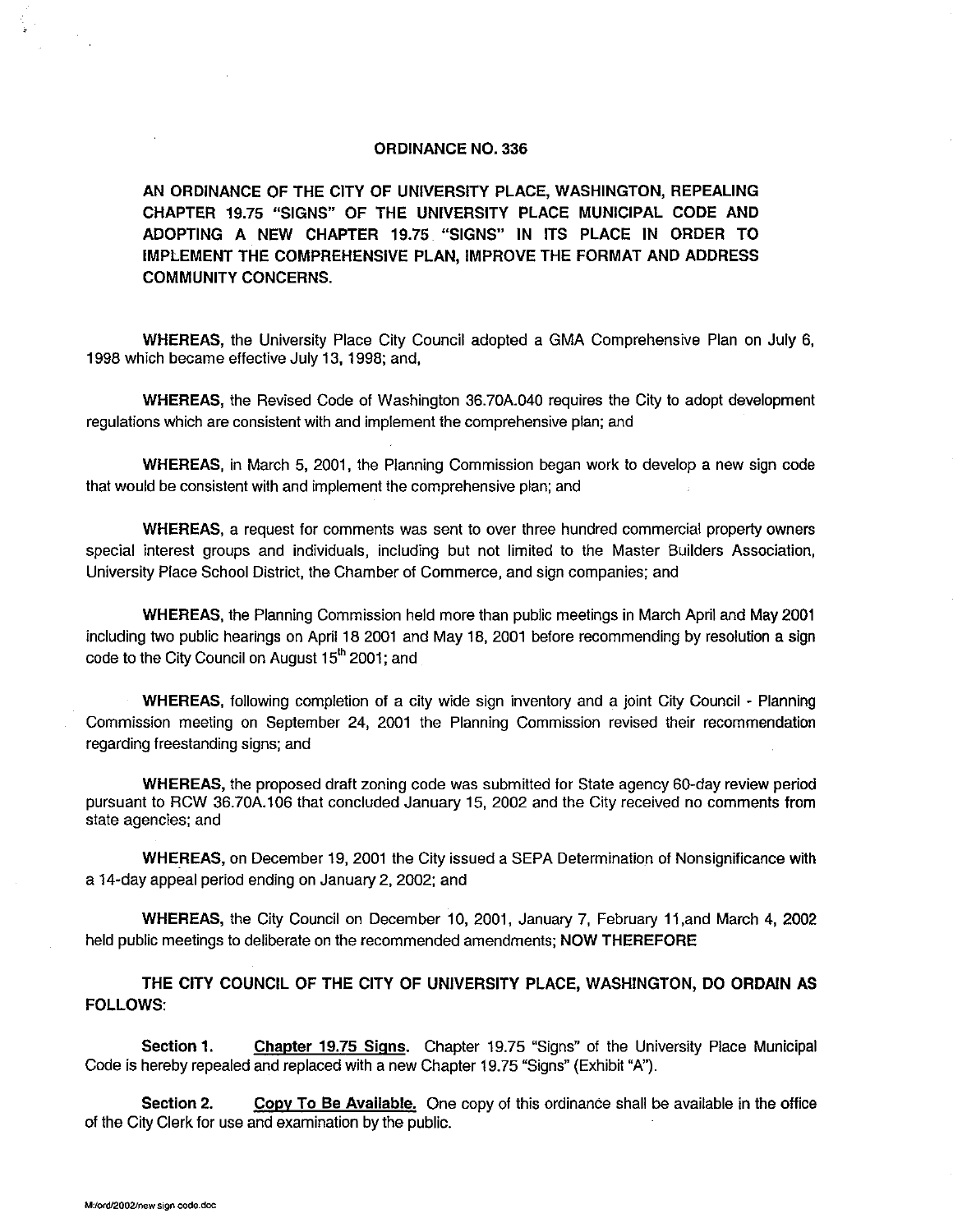# ORDINANCE NO. 336

## AN ORDINANCE OF THE CITY OF UNIVERSITY PLACE, WASHINGTON, REPEALING CHAPTER 19.75 "SIGNS" OF THE UNIVERSITY PLACE MUNICIPAL CODE AND ADOPTING A NEW CHAPTER 19.75 "SIGNS" IN ITS PLACE IN ORDER TO IMPLEMENT THE COMPREHENSIVE PLAN, IMPROVE THE FORMAT AND ADDRESS COMMUNITY CONCERNS.

**WHEREAS,** the University Place City Council adopted a GMA Comprehensive Plan on July 6, 1998 which became effective July 13, 1998; and,

**WHEREAS,** the Revised Code of Washington 36.70A.040 requires the City to adopt development regulations which are consistent with and implement the comprehensive plan; and

**WHEREAS,** in March 5, 2001, the Planning Commission began work to develop a new sign code that would be consistent with and implement the comprehensive plan; and

**WHEREAS,** a request for comments was sent to over three hundred commercial property owners special interest groups and individuals, including but not limited to the Master Builders Association, University Place School District, the Chamber of Commerce, and sign companies; and

**WHEREAS,** the Planning Commission held more than public meetings in March April and May 2001 including two public hearings on April 18 2001 and May 18, 2001 before recommending by resolution a sign code to the City Council on August 15th 2001; and

**WHEREAS,** following completion of a city wide sign inventory and a joint City Council - Planning Commission meeting on September 24, 2001 the Planning Commission revised their recommendation regarding freestanding signs; and

**WHEREAS,** the proposed draft zoning code was submitted for State agency 60-day review period pursuant to RCW 36.70A.106 that concluded January 15, 2002 and the City received no comments from state agencies; and

**WHEREAS,** on December 19, 2001 the City issued a SEPA Determination of Nonsignificance with a 14-day appeal period ending on January 2, 2002; and

**WHEREAS,** the City Council on December 10, 2001, January 7, February 11,and March 4, 2002 held public meetings to deliberate on the recommended amendments; **NOW THEREFORE**

**THE CITY COUNCIL OF THE CITY OF UNIVERSITY PLACE, WASHINGTON, DO ORDAIN AS FOLLOWS:**

**Section 1.** **Chapter 19.75 Signs.** Chapter 19.75 "Signs" of the University Place Municipal Code is hereby repealed and replaced with a new Chapter 19.75 "Signs" (Exhibit "A").

**Section 2.** **Copy To Be Available.** One copy of this ordinance shall be available in the office of the City Clerk for use and examination by the public.

M:/ord/2002/new sign code.doc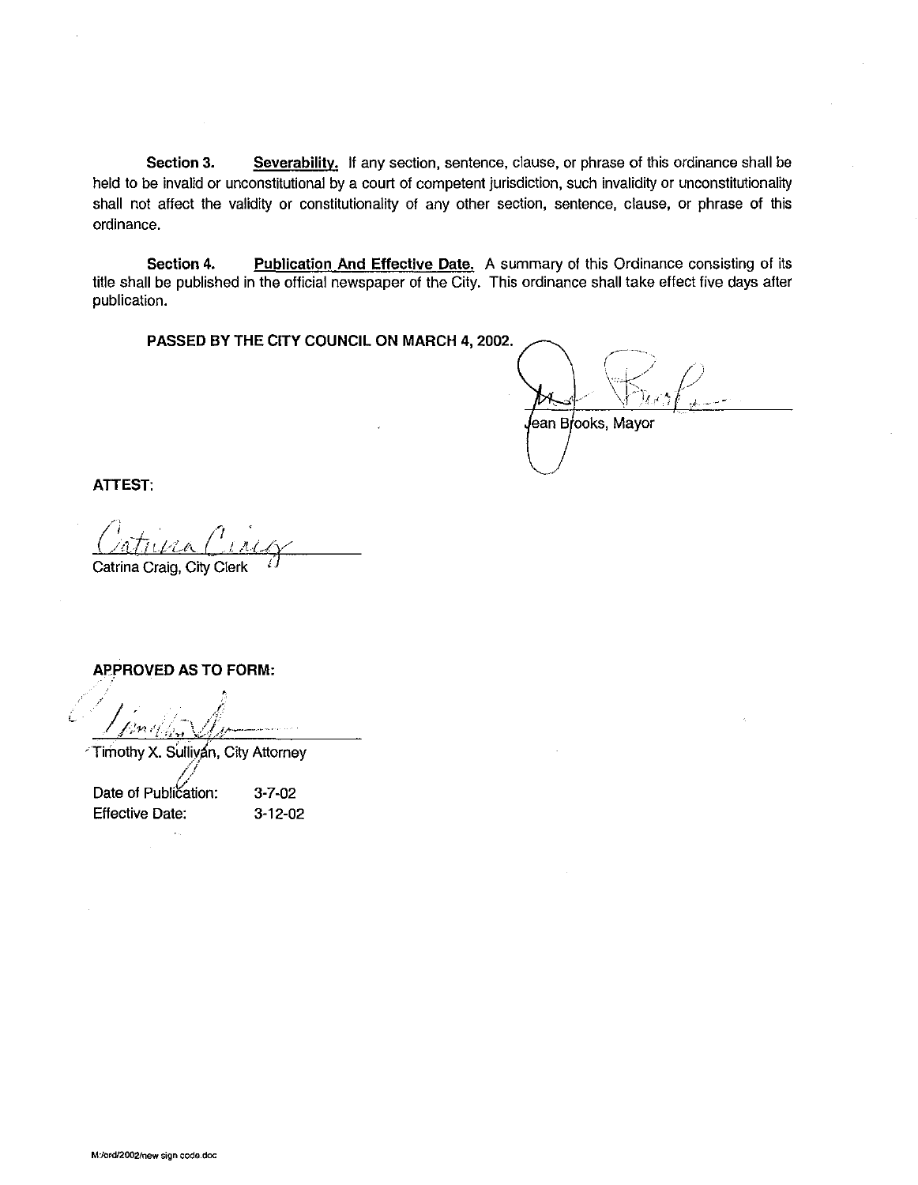**Section 3.** **Severability.** If any section, sentence, clause, or phrase of this ordinance shall be held to be invalid or unconstitutional by a court of competent jurisdiction, such invalidity or unconstitutionality shall not affect the validity or constitutionality of any other section, sentence, clause, or phrase of this ordinance.

**Section 4.** **Publication And Effective Date.** A summary of this Ordinance consisting of its title shall be published in the official newspaper of the City. This ordinance shall take effect five days after publication.

**PASSED BY THE CITY COUNCIL ON MARCH 4, 2002.**

Jean Brooks, Mayor

**ATTEST:**

Catrina Craig, City Clerk

**APPROVED AS TO FORM:**

Timothy X. Sullivan, City Attorney

Date of Publication: 3-7-02
Effective Date: 3-12-02

M:/ord/2002/new sign code.doc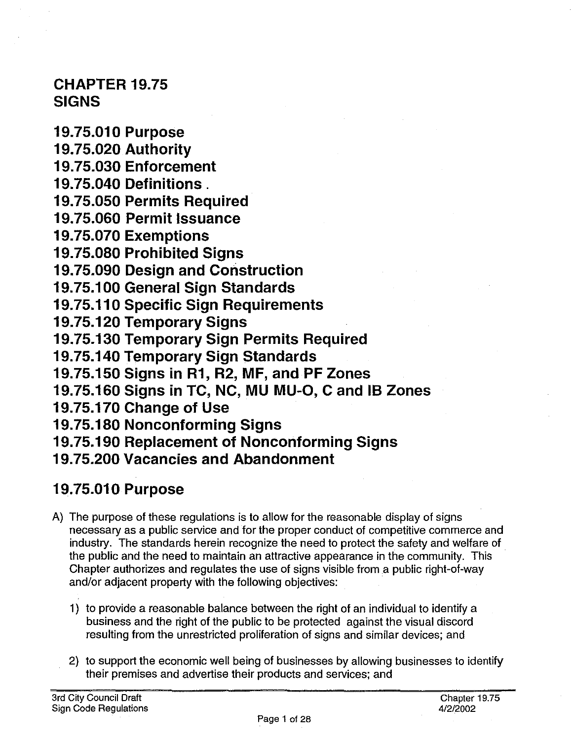# CHAPTER 19.75
# SIGNS

**19.75.010 Purpose**
**19.75.020 Authority**
**19.75.030 Enforcement**
**19.75.040 Definitions .**
**19.75.050 Permits Required**
**19.75.060 Permit Issuance**
**19.75.070 Exemptions**
**19.75.080 Prohibited Signs**
**19.75.090 Design and Construction**
**19.75.100 General Sign Standards**
**19.75.110 Specific Sign Requirements**
**19.75.120 Temporary Signs**
**19.75.130 Temporary Sign Permits Required**
**19.75.140 Temporary Sign Standards**
**19.75.150 Signs in R1, R2, MF, and PF Zones**
**19.75.160 Signs in TC, NC, MU MU-O, C and IB Zones**
**19.75.170 Change of Use**
**19.75.180 Nonconforming Signs**
**19.75.190 Replacement of Nonconforming Signs**
**19.75.200 Vacancies and Abandonment**

## 19.75.010 Purpose

A) The purpose of these regulations is to allow for the reasonable display of signs necessary as a public service and for the proper conduct of competitive commerce and industry. The standards herein recognize the need to protect the safety and welfare of the public and the need to maintain an attractive appearance in the community. This Chapter authorizes and regulates the use of signs visible from a public right-of-way and/or adjacent property with the following objectives:

   1) to provide a reasonable balance between the right of an individual to identify a business and the right of the public to be protected against the visual discord resulting from the unrestricted proliferation of signs and similar devices; and

   2) to support the economic well being of businesses by allowing businesses to identify their premises and advertise their products and services; and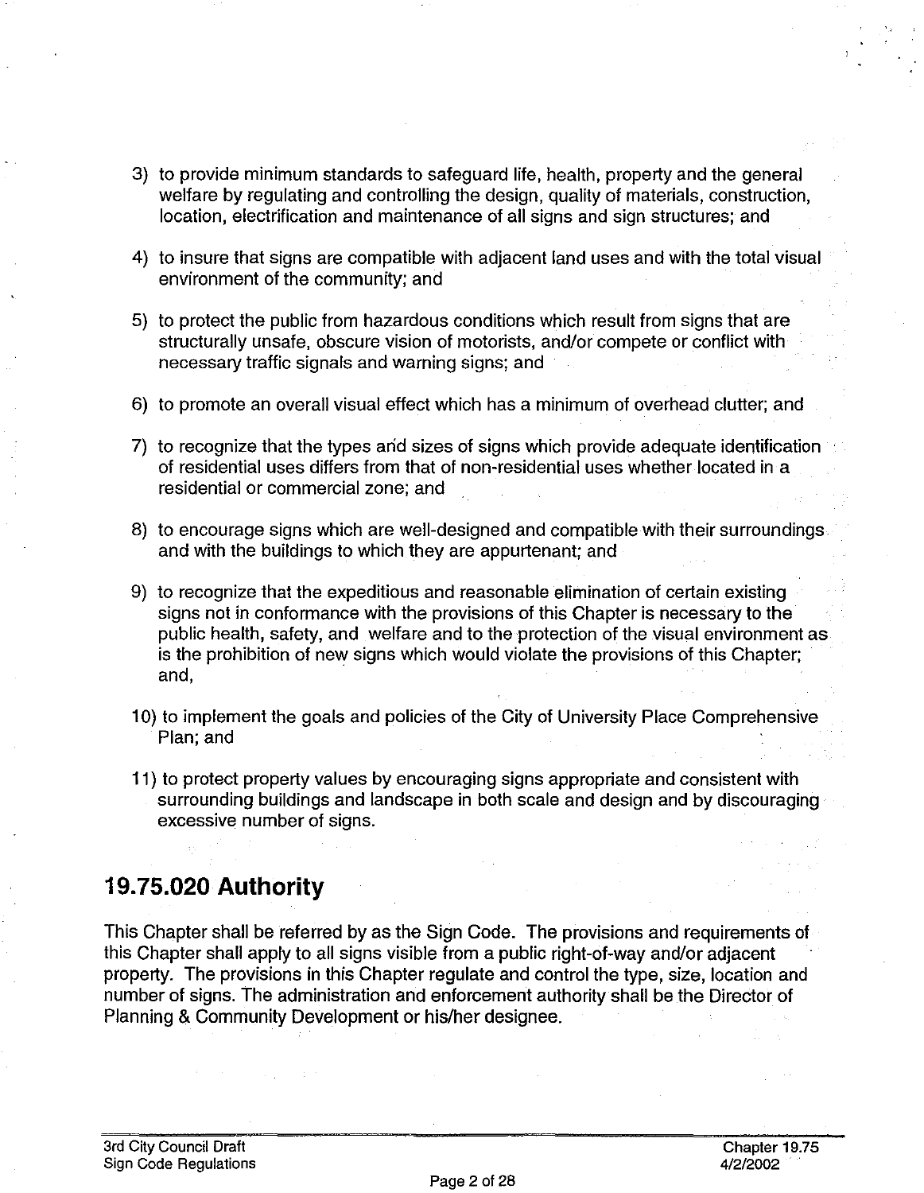3) to provide minimum standards to safeguard life, health, property and the general welfare by regulating and controlling the design, quality of materials, construction, location, electrification and maintenance of all signs and sign structures; and

4) to insure that signs are compatible with adjacent land uses and with the total visual environment of the community; and

5) to protect the public from hazardous conditions which result from signs that are structurally unsafe, obscure vision of motorists, and/or compete or conflict with necessary traffic signals and warning signs; and

6) to promote an overall visual effect which has a minimum of overhead clutter; and

7) to recognize that the types and sizes of signs which provide adequate identification of residential uses differs from that of non-residential uses whether located in a residential or commercial zone; and

8) to encourage signs which are well-designed and compatible with their surroundings and with the buildings to which they are appurtenant; and

9) to recognize that the expeditious and reasonable elimination of certain existing signs not in conformance with the provisions of this Chapter is necessary to the public health, safety, and welfare and to the protection of the visual environment as is the prohibition of new signs which would violate the provisions of this Chapter; and,

10) to implement the goals and policies of the City of University Place Comprehensive Plan; and

11) to protect property values by encouraging signs appropriate and consistent with surrounding buildings and landscape in both scale and design and by discouraging excessive number of signs.

## 19.75.020 Authority

This Chapter shall be referred by as the Sign Code. The provisions and requirements of this Chapter shall apply to all signs visible from a public right-of-way and/or adjacent property. The provisions in this Chapter regulate and control the type, size, location and number of signs. The administration and enforcement authority shall be the Director of Planning & Community Development or his/her designee.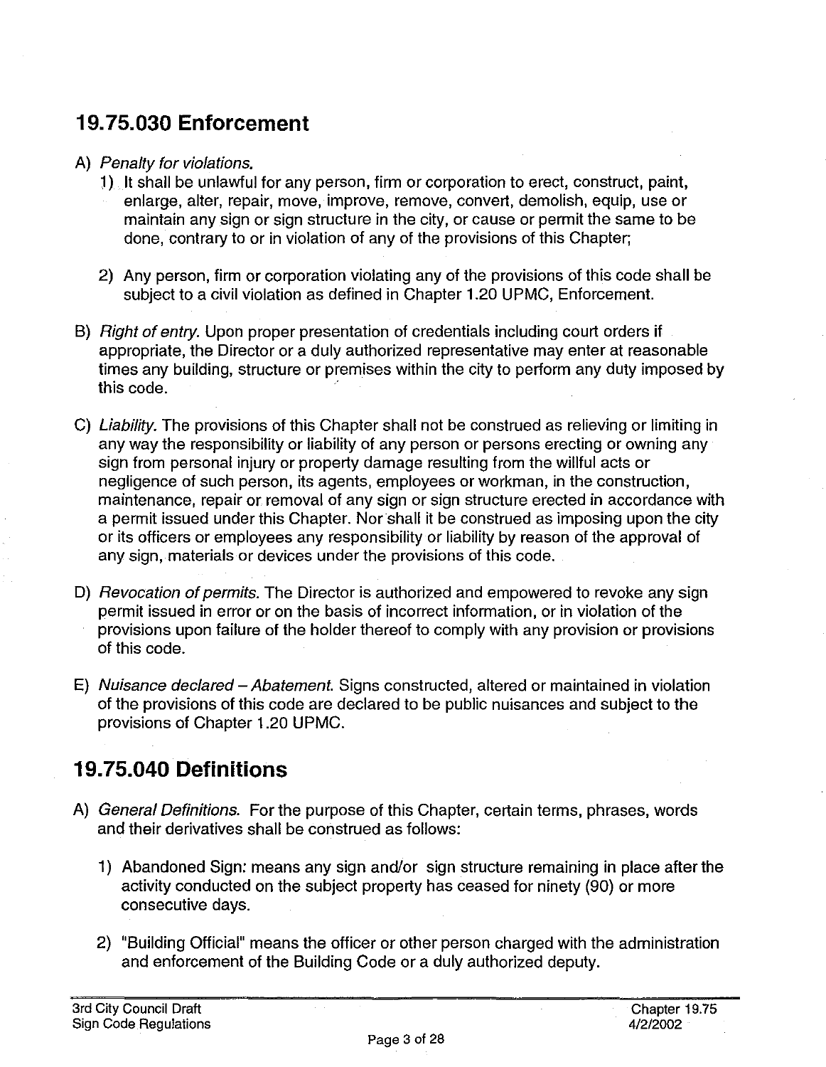## 19.75.030 Enforcement

A) *Penalty for violations.*

1) It shall be unlawful for any person, firm or corporation to erect, construct, paint, enlarge, alter, repair, move, improve, remove, convert, demolish, equip, use or maintain any sign or sign structure in the city, or cause or permit the same to be done, contrary to or in violation of any of the provisions of this Chapter;

2) Any person, firm or corporation violating any of the provisions of this code shall be subject to a civil violation as defined in Chapter 1.20 UPMC, Enforcement.

B) *Right of entry.* Upon proper presentation of credentials including court orders if appropriate, the Director or a duly authorized representative may enter at reasonable times any building, structure or premises within the city to perform any duty imposed by this code.

C) *Liability.* The provisions of this Chapter shall not be construed as relieving or limiting in any way the responsibility or liability of any person or persons erecting or owning any sign from personal injury or property damage resulting from the willful acts or negligence of such person, its agents, employees or workman, in the construction, maintenance, repair or removal of any sign or sign structure erected in accordance with a permit issued under this Chapter. Nor shall it be construed as imposing upon the city or its officers or employees any responsibility or liability by reason of the approval of any sign, materials or devices under the provisions of this code.

D) *Revocation of permits.* The Director is authorized and empowered to revoke any sign permit issued in error or on the basis of incorrect information, or in violation of the provisions upon failure of the holder thereof to comply with any provision or provisions of this code.

E) *Nuisance declared – Abatement.* Signs constructed, altered or maintained in violation of the provisions of this code are declared to be public nuisances and subject to the provisions of Chapter 1.20 UPMC.

## 19.75.040 Definitions

A) *General Definitions.* For the purpose of this Chapter, certain terms, phrases, words and their derivatives shall be construed as follows:

1) Abandoned Sign: means any sign and/or sign structure remaining in place after the activity conducted on the subject property has ceased for ninety (90) or more consecutive days.

2) "Building Official" means the officer or other person charged with the administration and enforcement of the Building Code or a duly authorized deputy.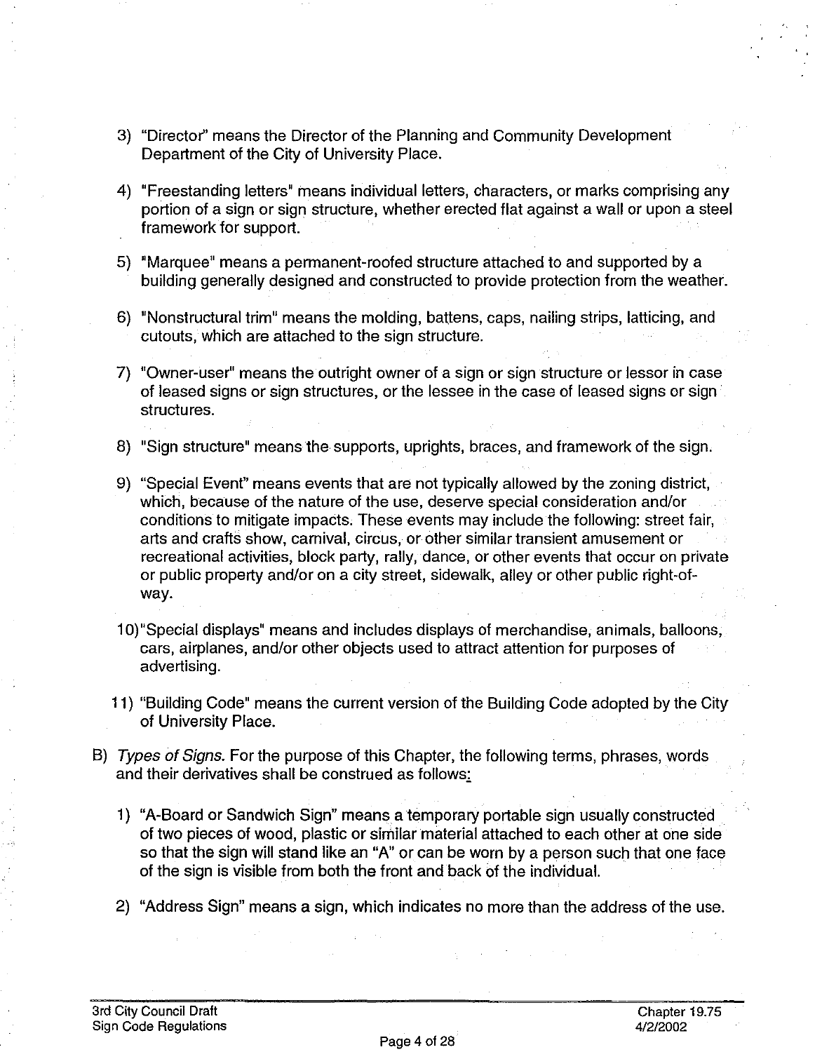3) "Director" means the Director of the Planning and Community Development Department of the City of University Place.

4) "Freestanding letters" means individual letters, characters, or marks comprising any portion of a sign or sign structure, whether erected flat against a wall or upon a steel framework for support.

5) "Marquee" means a permanent-roofed structure attached to and supported by a building generally designed and constructed to provide protection from the weather.

6) "Nonstructural trim" means the molding, battens, caps, nailing strips, latticing, and cutouts, which are attached to the sign structure.

7) "Owner-user" means the outright owner of a sign or sign structure or lessor in case of leased signs or sign structures, or the lessee in the case of leased signs or sign structures.

8) "Sign structure" means the supports, uprights, braces, and framework of the sign.

9) "Special Event" means events that are not typically allowed by the zoning district, which, because of the nature of the use, deserve special consideration and/or conditions to mitigate impacts. These events may include the following: street fair, arts and crafts show, carnival, circus, or other similar transient amusement or recreational activities, block party, rally, dance, or other events that occur on private or public property and/or on a city street, sidewalk, alley or other public right-of-way.

10) "Special displays" means and includes displays of merchandise, animals, balloons, cars, airplanes, and/or other objects used to attract attention for purposes of advertising.

11) "Building Code" means the current version of the Building Code adopted by the City of University Place.

B) *Types of Signs.* For the purpose of this Chapter, the following terms, phrases, words and their derivatives shall be construed as follows:

1) "A-Board or Sandwich Sign" means a temporary portable sign usually constructed of two pieces of wood, plastic or similar material attached to each other at one side so that the sign will stand like an "A" or can be worn by a person such that one face of the sign is visible from both the front and back of the individual.

2) "Address Sign" means a sign, which indicates no more than the address of the use.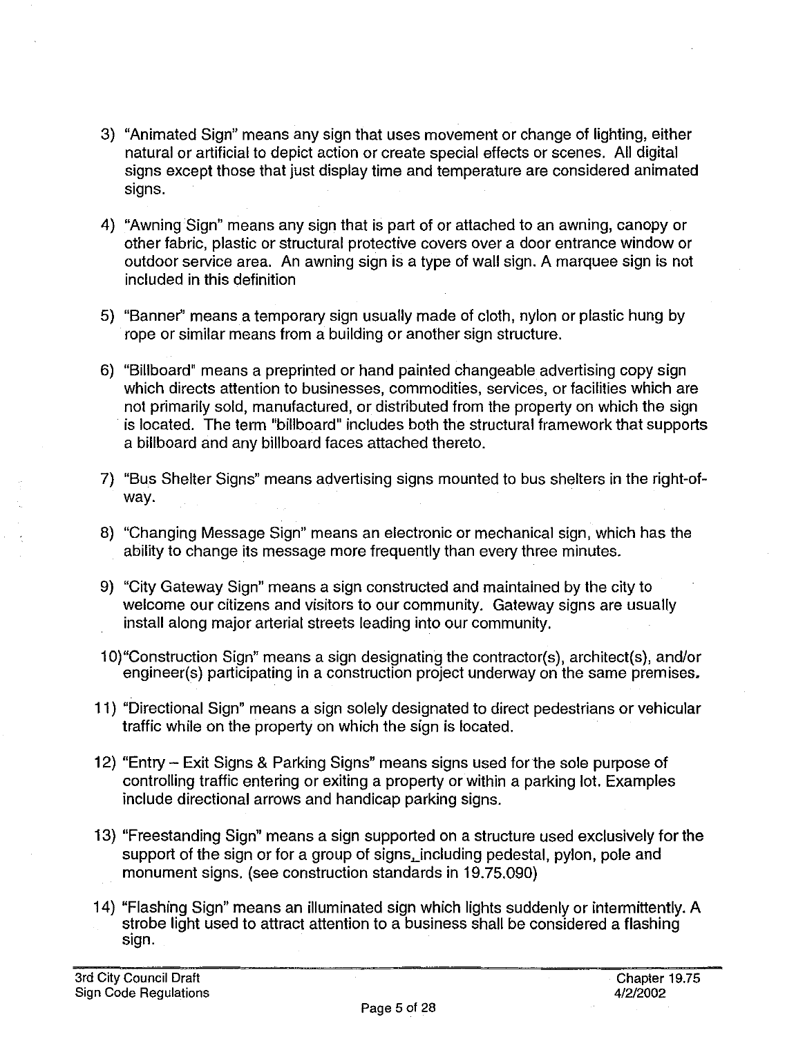3) "Animated Sign" means any sign that uses movement or change of lighting, either natural or artificial to depict action or create special effects or scenes. All digital signs except those that just display time and temperature are considered animated signs.

4) "Awning Sign" means any sign that is part of or attached to an awning, canopy or other fabric, plastic or structural protective covers over a door entrance window or outdoor service area. An awning sign is a type of wall sign. A marquee sign is not included in this definition

5) "Banner" means a temporary sign usually made of cloth, nylon or plastic hung by rope or similar means from a building or another sign structure.

6) "Billboard" means a preprinted or hand painted changeable advertising copy sign which directs attention to businesses, commodities, services, or facilities which are not primarily sold, manufactured, or distributed from the property on which the sign is located. The term "billboard" includes both the structural framework that supports a billboard and any billboard faces attached thereto.

7) "Bus Shelter Signs" means advertising signs mounted to bus shelters in the right-of-way.

8) "Changing Message Sign" means an electronic or mechanical sign, which has the ability to change its message more frequently than every three minutes.

9) "City Gateway Sign" means a sign constructed and maintained by the city to welcome our citizens and visitors to our community. Gateway signs are usually install along major arterial streets leading into our community.

10) "Construction Sign" means a sign designating the contractor(s), architect(s), and/or engineer(s) participating in a construction project underway on the same premises.

11) "Directional Sign" means a sign solely designated to direct pedestrians or vehicular traffic while on the property on which the sign is located.

12) "Entry – Exit Signs & Parking Signs" means signs used for the sole purpose of controlling traffic entering or exiting a property or within a parking lot. Examples include directional arrows and handicap parking signs.

13) "Freestanding Sign" means a sign supported on a structure used exclusively for the support of the sign or for a group of signs, including pedestal, pylon, pole and monument signs. (see construction standards in 19.75.090)

14) "Flashing Sign" means an illuminated sign which lights suddenly or intermittently. A strobe light used to attract attention to a business shall be considered a flashing sign.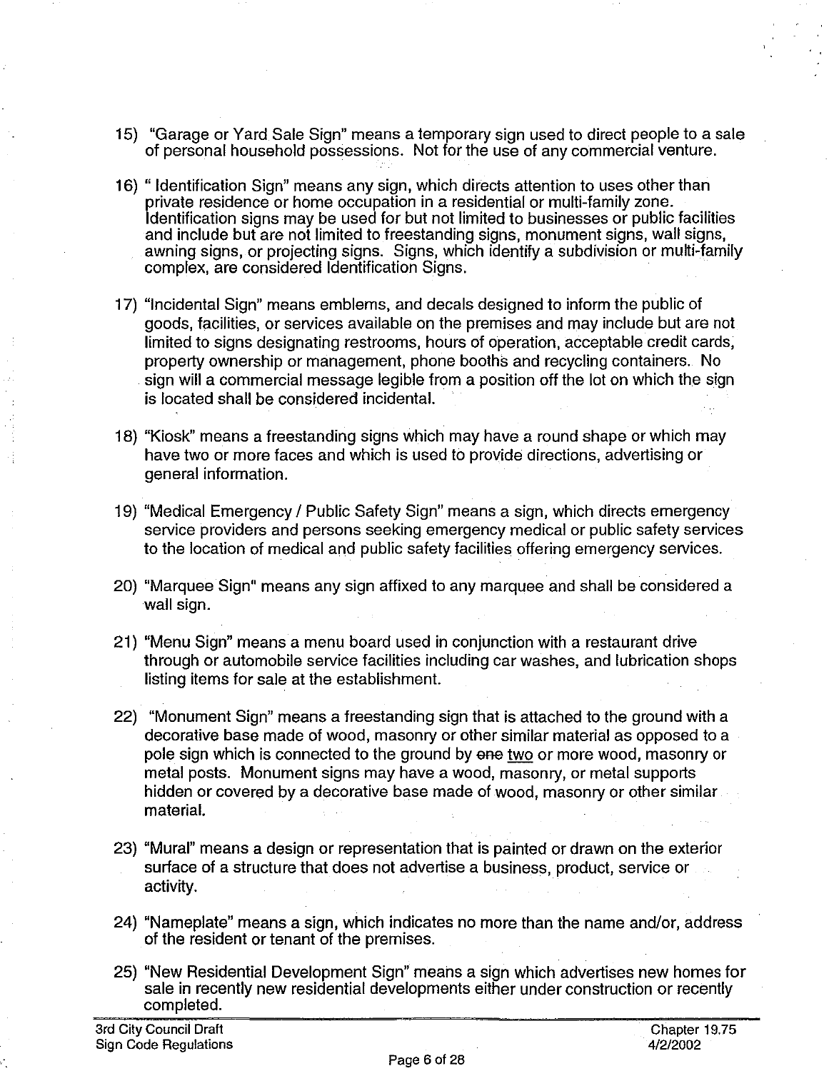15) "Garage or Yard Sale Sign" means a temporary sign used to direct people to a sale of personal household possessions. Not for the use of any commercial venture.

16) " Identification Sign" means any sign, which directs attention to uses other than private residence or home occupation in a residential or multi-family zone. Identification signs may be used for but not limited to businesses or public facilities and include but are not limited to freestanding signs, monument signs, wall signs, awning signs, or projecting signs. Signs, which identify a subdivision or multi-family complex, are considered Identification Signs.

17) "Incidental Sign" means emblems, and decals designed to inform the public of goods, facilities, or services available on the premises and may include but are not limited to signs designating restrooms, hours of operation, acceptable credit cards, property ownership or management, phone booths and recycling containers. No sign will a commercial message legible from a position off the lot on which the sign is located shall be considered incidental.

18) "Kiosk" means a freestanding signs which may have a round shape or which may have two or more faces and which is used to provide directions, advertising or general information.

19) "Medical Emergency / Public Safety Sign" means a sign, which directs emergency service providers and persons seeking emergency medical or public safety services to the location of medical and public safety facilities offering emergency services.

20) "Marquee Sign" means any sign affixed to any marquee and shall be considered a wall sign.

21) "Menu Sign" means a menu board used in conjunction with a restaurant drive through or automobile service facilities including car washes, and lubrication shops listing items for sale at the establishment.

22) "Monument Sign" means a freestanding sign that is attached to the ground with a decorative base made of wood, masonry or other similar material as opposed to a pole sign which is connected to the ground by ~~one~~ two or more wood, masonry or metal posts. Monument signs may have a wood, masonry, or metal supports hidden or covered by a decorative base made of wood, masonry or other similar material.

23) "Mural" means a design or representation that is painted or drawn on the exterior surface of a structure that does not advertise a business, product, service or activity.

24) "Nameplate" means a sign, which indicates no more than the name and/or, address of the resident or tenant of the premises.

25) "New Residential Development Sign" means a sign which advertises new homes for sale in recently new residential developments either under construction or recently completed.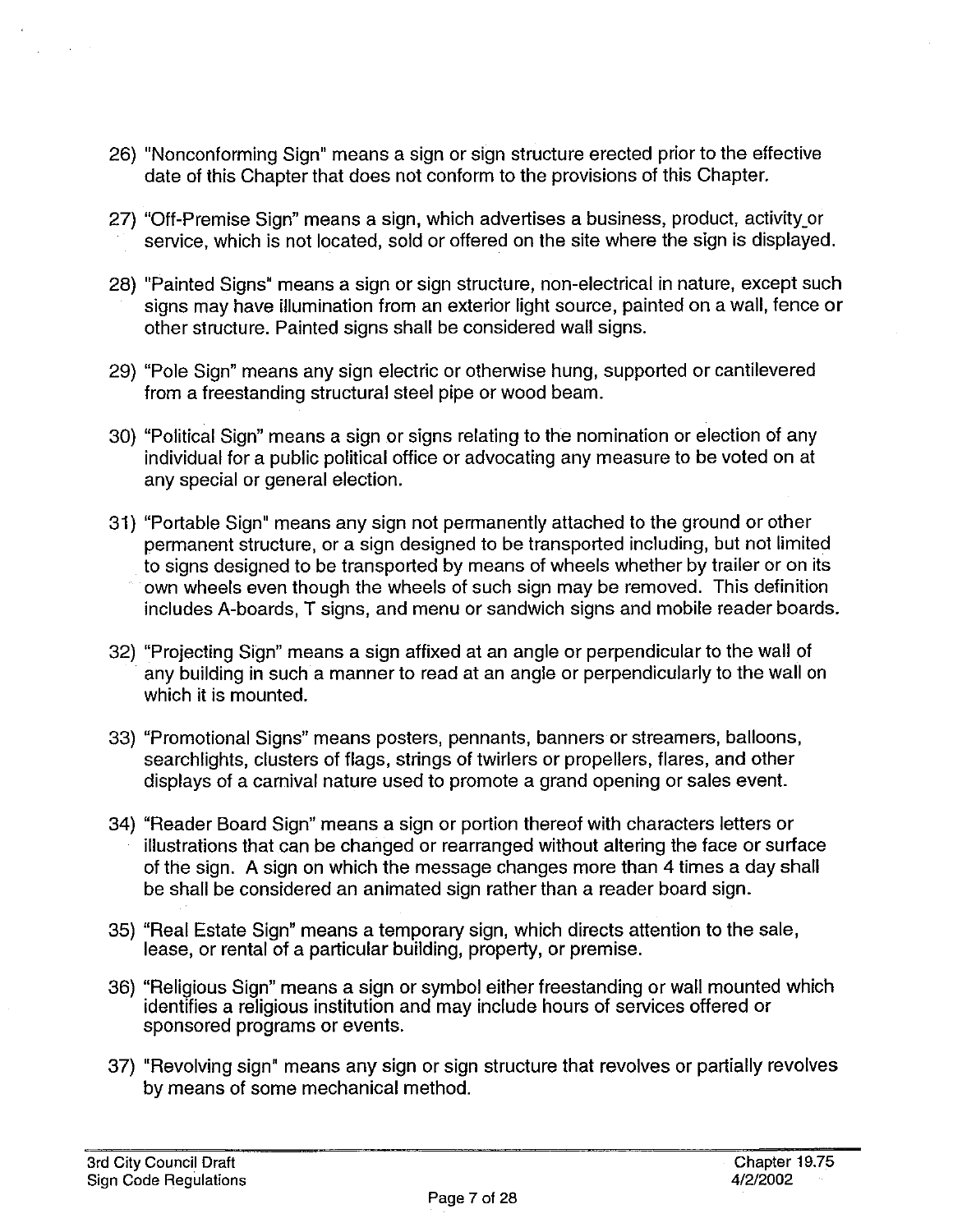26) "Nonconforming Sign" means a sign or sign structure erected prior to the effective date of this Chapter that does not conform to the provisions of this Chapter.

27) "Off-Premise Sign" means a sign, which advertises a business, product, activity_or service, which is not located, sold or offered on the site where the sign is displayed.

28) "Painted Signs" means a sign or sign structure, non-electrical in nature, except such signs may have illumination from an exterior light source, painted on a wall, fence or other structure. Painted signs shall be considered wall signs.

29) "Pole Sign" means any sign electric or otherwise hung, supported or cantilevered from a freestanding structural steel pipe or wood beam.

30) "Political Sign" means a sign or signs relating to the nomination or election of any individual for a public political office or advocating any measure to be voted on at any special or general election.

31) "Portable Sign" means any sign not permanently attached to the ground or other permanent structure, or a sign designed to be transported including, but not limited to signs designed to be transported by means of wheels whether by trailer or on its own wheels even though the wheels of such sign may be removed. This definition includes A-boards, T signs, and menu or sandwich signs and mobile reader boards.

32) "Projecting Sign" means a sign affixed at an angle or perpendicular to the wall of any building in such a manner to read at an angle or perpendicularly to the wall on which it is mounted.

33) "Promotional Signs" means posters, pennants, banners or streamers, balloons, searchlights, clusters of flags, strings of twirlers or propellers, flares, and other displays of a carnival nature used to promote a grand opening or sales event.

34) "Reader Board Sign" means a sign or portion thereof with characters letters or illustrations that can be changed or rearranged without altering the face or surface of the sign. A sign on which the message changes more than 4 times a day shall be shall be considered an animated sign rather than a reader board sign.

35) "Real Estate Sign" means a temporary sign, which directs attention to the sale, lease, or rental of a particular building, property, or premise.

36) "Religious Sign" means a sign or symbol either freestanding or wall mounted which identifies a religious institution and may include hours of services offered or sponsored programs or events.

37) "Revolving sign" means any sign or sign structure that revolves or partially revolves by means of some mechanical method.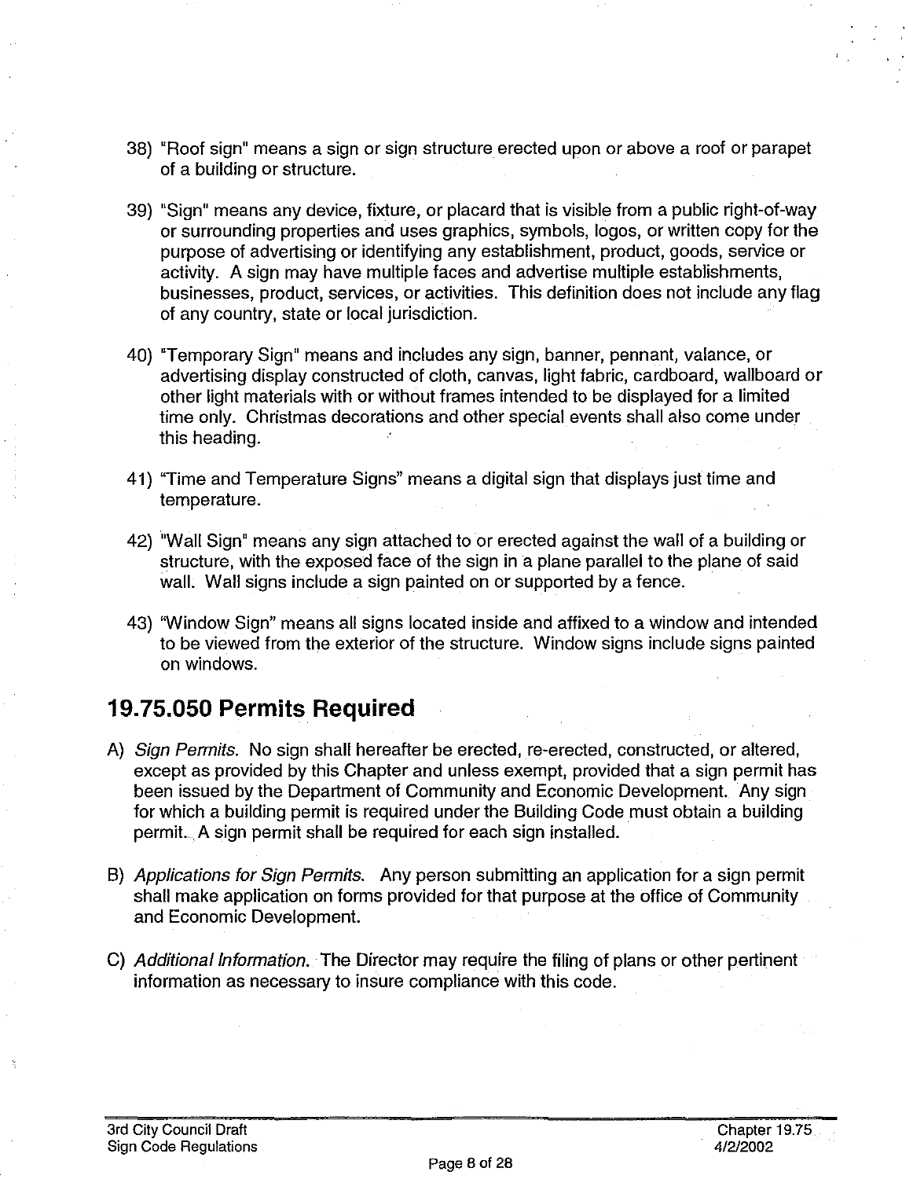38) "Roof sign" means a sign or sign structure erected upon or above a roof or parapet of a building or structure.

39) "Sign" means any device, fixture, or placard that is visible from a public right-of-way or surrounding properties and uses graphics, symbols, logos, or written copy for the purpose of advertising or identifying any establishment, product, goods, service or activity. A sign may have multiple faces and advertise multiple establishments, businesses, product, services, or activities. This definition does not include any flag of any country, state or local jurisdiction.

40) "Temporary Sign" means and includes any sign, banner, pennant, valance, or advertising display constructed of cloth, canvas, light fabric, cardboard, wallboard or other light materials with or without frames intended to be displayed for a limited time only. Christmas decorations and other special events shall also come under this heading.

41) "Time and Temperature Signs" means a digital sign that displays just time and temperature.

42) "Wall Sign" means any sign attached to or erected against the wall of a building or structure, with the exposed face of the sign in a plane parallel to the plane of said wall. Wall signs include a sign painted on or supported by a fence.

43) "Window Sign" means all signs located inside and affixed to a window and intended to be viewed from the exterior of the structure. Window signs include signs painted on windows.

## 19.75.050 Permits Required

A) *Sign Permits.* No sign shall hereafter be erected, re-erected, constructed, or altered, except as provided by this Chapter and unless exempt, provided that a sign permit has been issued by the Department of Community and Economic Development. Any sign for which a building permit is required under the Building Code must obtain a building permit. A sign permit shall be required for each sign installed.

B) *Applications for Sign Permits.* Any person submitting an application for a sign permit shall make application on forms provided for that purpose at the office of Community and Economic Development.

C) *Additional Information.* The Director may require the filing of plans or other pertinent information as necessary to insure compliance with this code.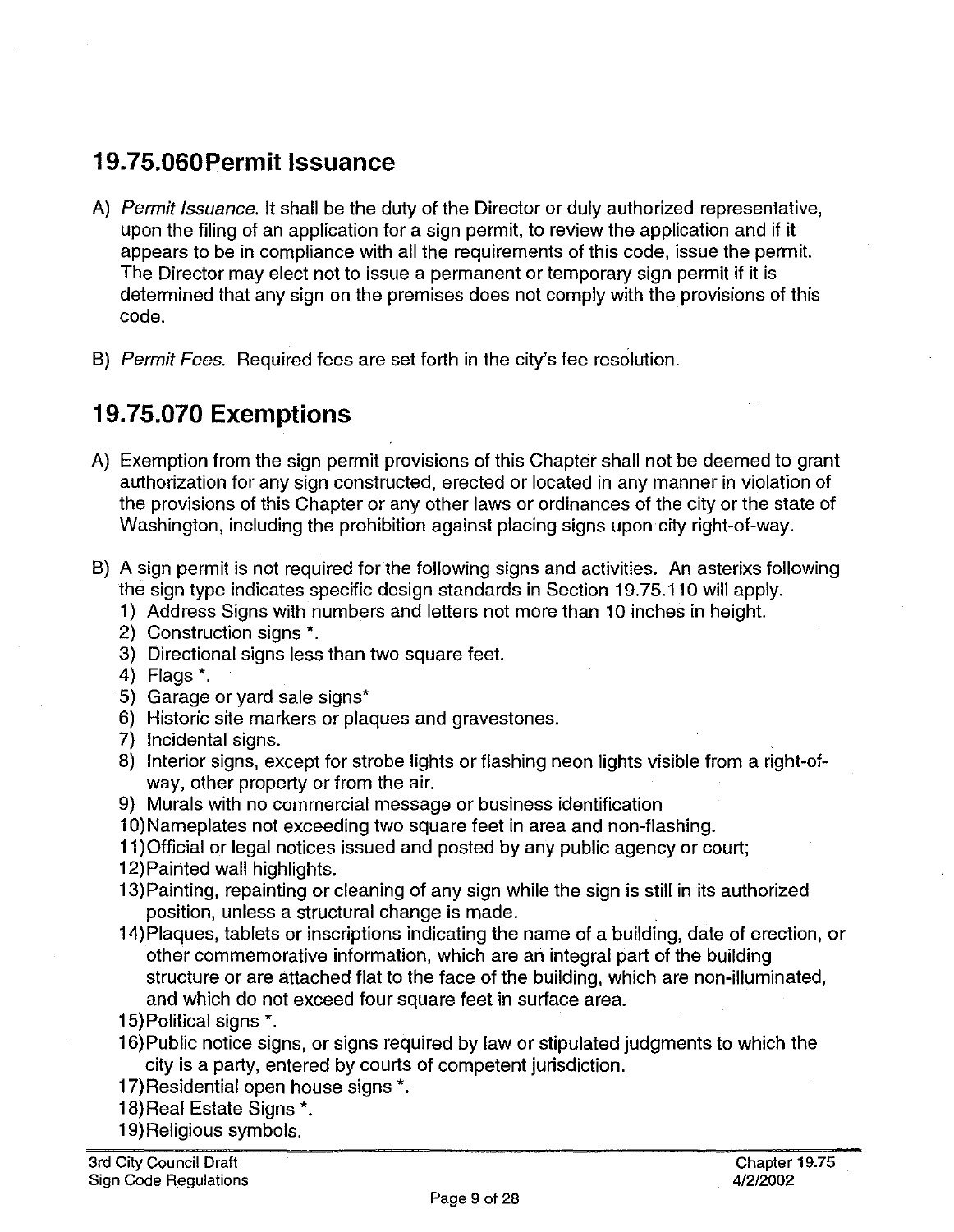## 19.75.060 Permit Issuance

A) *Permit Issuance.* It shall be the duty of the Director or duly authorized representative, upon the filing of an application for a sign permit, to review the application and if it appears to be in compliance with all the requirements of this code, issue the permit. The Director may elect not to issue a permanent or temporary sign permit if it is determined that any sign on the premises does not comply with the provisions of this code.

B) *Permit Fees.* Required fees are set forth in the city's fee resolution.

## 19.75.070 Exemptions

A) Exemption from the sign permit provisions of this Chapter shall not be deemed to grant authorization for any sign constructed, erected or located in any manner in violation of the provisions of this Chapter or any other laws or ordinances of the city or the state of Washington, including the prohibition against placing signs upon city right-of-way.

B) A sign permit is not required for the following signs and activities. An asterixs following the sign type indicates specific design standards in Section 19.75.110 will apply.
   1) Address Signs with numbers and letters not more than 10 inches in height.
   2) Construction signs *.
   3) Directional signs less than two square feet.
   4) Flags *.
   5) Garage or yard sale signs*
   6) Historic site markers or plaques and gravestones.
   7) Incidental signs.
   8) Interior signs, except for strobe lights or flashing neon lights visible from a right-of-way, other property or from the air.
   9) Murals with no commercial message or business identification
   10) Nameplates not exceeding two square feet in area and non-flashing.
   11) Official or legal notices issued and posted by any public agency or court;
   12) Painted wall highlights.
   13) Painting, repainting or cleaning of any sign while the sign is still in its authorized position, unless a structural change is made.
   14) Plaques, tablets or inscriptions indicating the name of a building, date of erection, or other commemorative information, which are an integral part of the building structure or are attached flat to the face of the building, which are non-illuminated, and which do not exceed four square feet in surface area.
   15) Political signs *.
   16) Public notice signs, or signs required by law or stipulated judgments to which the city is a party, entered by courts of competent jurisdiction.
   17) Residential open house signs *.
   18) Real Estate Signs *.
   19) Religious symbols.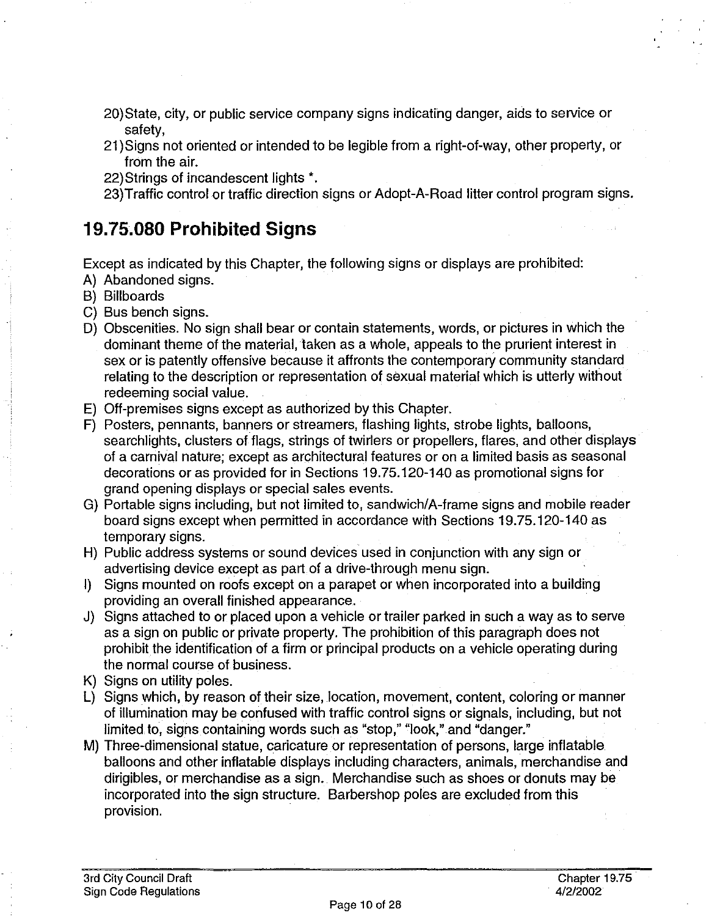20) State, city, or public service company signs indicating danger, aids to service or safety,
21) Signs not oriented or intended to be legible from a right-of-way, other property, or from the air.
22) Strings of incandescent lights *.
23) Traffic control or traffic direction signs or Adopt-A-Road litter control program signs.

## 19.75.080 Prohibited Signs

Except as indicated by this Chapter, the following signs or displays are prohibited:

A) Abandoned signs.
B) Billboards
C) Bus bench signs.
D) Obscenities. No sign shall bear or contain statements, words, or pictures in which the dominant theme of the material, taken as a whole, appeals to the prurient interest in sex or is patently offensive because it affronts the contemporary community standard relating to the description or representation of sexual material which is utterly without redeeming social value.
E) Off-premises signs except as authorized by this Chapter.
F) Posters, pennants, banners or streamers, flashing lights, strobe lights, balloons, searchlights, clusters of flags, strings of twirlers or propellers, flares, and other displays of a carnival nature; except as architectural features or on a limited basis as seasonal decorations or as provided for in Sections 19.75.120-140 as promotional signs for grand opening displays or special sales events.
G) Portable signs including, but not limited to, sandwich/A-frame signs and mobile reader board signs except when permitted in accordance with Sections 19.75.120-140 as temporary signs.
H) Public address systems or sound devices used in conjunction with any sign or advertising device except as part of a drive-through menu sign.
I) Signs mounted on roofs except on a parapet or when incorporated into a building providing an overall finished appearance.
J) Signs attached to or placed upon a vehicle or trailer parked in such a way as to serve as a sign on public or private property. The prohibition of this paragraph does not prohibit the identification of a firm or principal products on a vehicle operating during the normal course of business.
K) Signs on utility poles.
L) Signs which, by reason of their size, location, movement, content, coloring or manner of illumination may be confused with traffic control signs or signals, including, but not limited to, signs containing words such as "stop," "look," and "danger."
M) Three-dimensional statue, caricature or representation of persons, large inflatable balloons and other inflatable displays including characters, animals, merchandise and dirigibles, or merchandise as a sign. Merchandise such as shoes or donuts may be incorporated into the sign structure. Barbershop poles are excluded from this provision.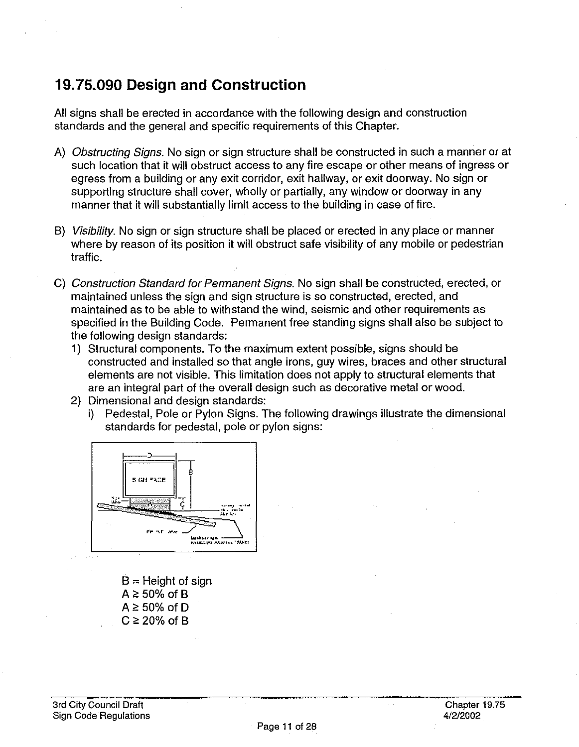## 19.75.090 Design and Construction

All signs shall be erected in accordance with the following design and construction standards and the general and specific requirements of this Chapter.

A) *Obstructing Signs.* No sign or sign structure shall be constructed in such a manner or at such location that it will obstruct access to any fire escape or other means of ingress or egress from a building or any exit corridor, exit hallway, or exit doorway. No sign or supporting structure shall cover, wholly or partially, any window or doorway in any manner that it will substantially limit access to the building in case of fire.

B) *Visibility.* No sign or sign structure shall be placed or erected in any place or manner where by reason of its position it will obstruct safe visibility of any mobile or pedestrian traffic.

C) *Construction Standard for Permanent Signs.* No sign shall be constructed, erected, or maintained unless the sign and sign structure is so constructed, erected, and maintained as to be able to withstand the wind, seismic and other requirements as specified in the Building Code. Permanent free standing signs shall also be subject to the following design standards:
   1) Structural components. To the maximum extent possible, signs should be constructed and installed so that angle irons, guy wires, braces and other structural elements are not visible. This limitation does not apply to structural elements that are an integral part of the overall design such as decorative metal or wood.
   2) Dimensional and design standards:
      i) Pedestal, Pole or Pylon Signs. The following drawings illustrate the dimensional standards for pedestal, pole or pylon signs:

B = Height of sign
A ≥ 50% of B
A ≥ 50% of D
C ≥ 20% of B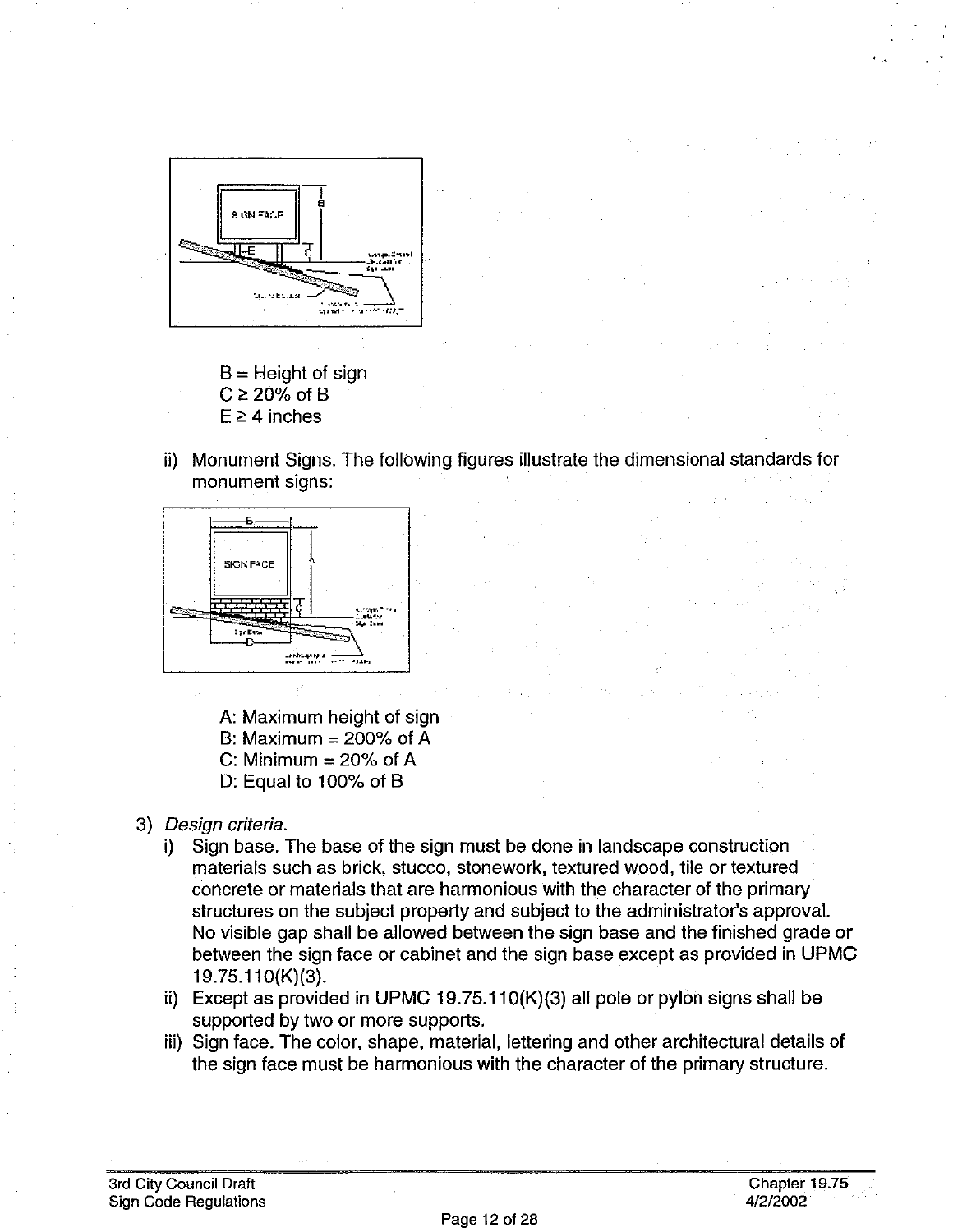B = Height of sign
C ≥ 20% of B
E ≥ 4 inches

ii) Monument Signs. The following figures illustrate the dimensional standards for monument signs:

A: Maximum height of sign
B: Maximum = 200% of A
C: Minimum = 20% of A
D: Equal to 100% of B

3) *Design criteria.*

i) Sign base. The base of the sign must be done in landscape construction materials such as brick, stucco, stonework, textured wood, tile or textured concrete or materials that are harmonious with the character of the primary structures on the subject property and subject to the administrator's approval. No visible gap shall be allowed between the sign base and the finished grade or between the sign face or cabinet and the sign base except as provided in UPMC 19.75.110(K)(3).

ii) Except as provided in UPMC 19.75.110(K)(3) all pole or pylon signs shall be supported by two or more supports.

iii) Sign face. The color, shape, material, lettering and other architectural details of the sign face must be harmonious with the character of the primary structure.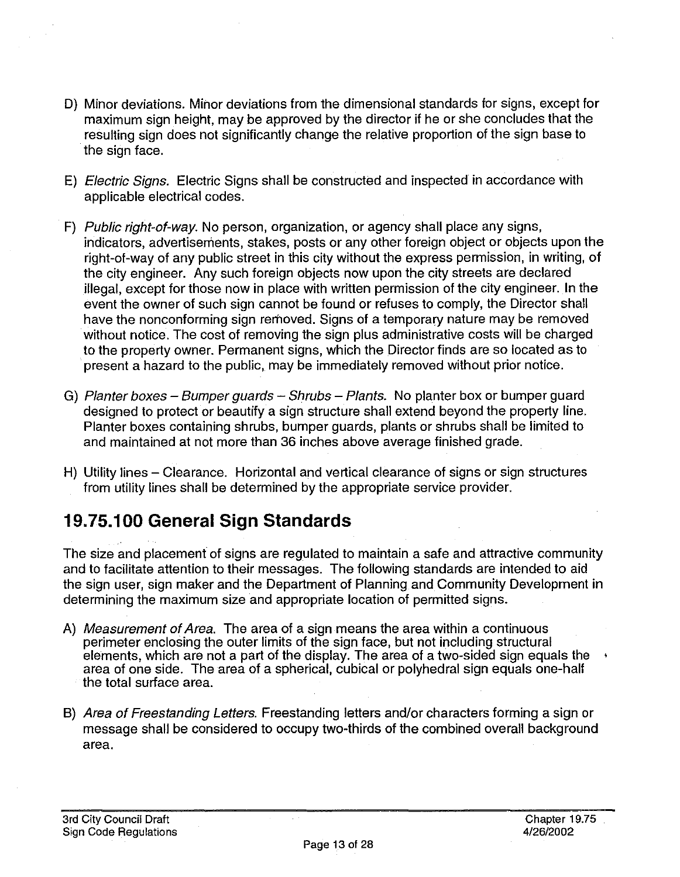D) Minor deviations. Minor deviations from the dimensional standards for signs, except for maximum sign height, may be approved by the director if he or she concludes that the resulting sign does not significantly change the relative proportion of the sign base to the sign face.

E) *Electric Signs.* Electric Signs shall be constructed and inspected in accordance with applicable electrical codes.

F) *Public right-of-way.* No person, organization, or agency shall place any signs, indicators, advertisements, stakes, posts or any other foreign object or objects upon the right-of-way of any public street in this city without the express permission, in writing, of the city engineer. Any such foreign objects now upon the city streets are declared illegal, except for those now in place with written permission of the city engineer. In the event the owner of such sign cannot be found or refuses to comply, the Director shall have the nonconforming sign removed. Signs of a temporary nature may be removed without notice. The cost of removing the sign plus administrative costs will be charged to the property owner. Permanent signs, which the Director finds are so located as to present a hazard to the public, may be immediately removed without prior notice.

G) *Planter boxes – Bumper guards – Shrubs – Plants.* No planter box or bumper guard designed to protect or beautify a sign structure shall extend beyond the property line. Planter boxes containing shrubs, bumper guards, plants or shrubs shall be limited to and maintained at not more than 36 inches above average finished grade.

H) Utility lines – Clearance. Horizontal and vertical clearance of signs or sign structures from utility lines shall be determined by the appropriate service provider.

## 19.75.100 General Sign Standards

The size and placement of signs are regulated to maintain a safe and attractive community and to facilitate attention to their messages. The following standards are intended to aid the sign user, sign maker and the Department of Planning and Community Development in determining the maximum size and appropriate location of permitted signs.

A) *Measurement of Area.* The area of a sign means the area within a continuous perimeter enclosing the outer limits of the sign face, but not including structural elements, which are not a part of the display. The area of a two-sided sign equals the area of one side. The area of a spherical, cubical or polyhedral sign equals one-half the total surface area.

B) *Area of Freestanding Letters.* Freestanding letters and/or characters forming a sign or message shall be considered to occupy two-thirds of the combined overall background area.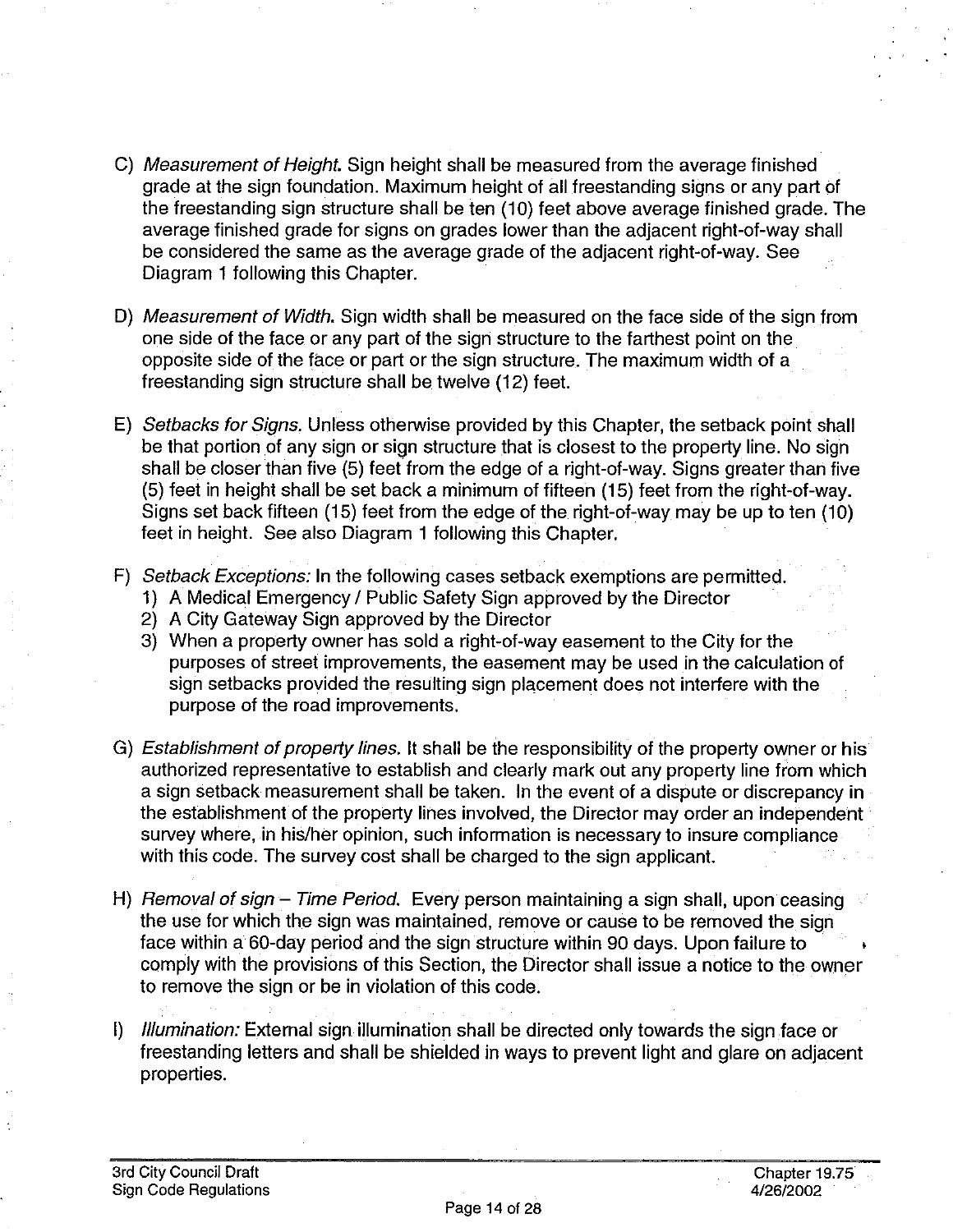C) *Measurement of Height.* Sign height shall be measured from the average finished grade at the sign foundation. Maximum height of all freestanding signs or any part of the freestanding sign structure shall be ten (10) feet above average finished grade. The average finished grade for signs on grades lower than the adjacent right-of-way shall be considered the same as the average grade of the adjacent right-of-way. See Diagram 1 following this Chapter.

D) *Measurement of Width.* Sign width shall be measured on the face side of the sign from one side of the face or any part of the sign structure to the farthest point on the opposite side of the face or part or the sign structure. The maximum width of a freestanding sign structure shall be twelve (12) feet.

E) *Setbacks for Signs.* Unless otherwise provided by this Chapter, the setback point shall be that portion of any sign or sign structure that is closest to the property line. No sign shall be closer than five (5) feet from the edge of a right-of-way. Signs greater than five (5) feet in height shall be set back a minimum of fifteen (15) feet from the right-of-way. Signs set back fifteen (15) feet from the edge of the right-of-way may be up to ten (10) feet in height. See also Diagram 1 following this Chapter.

F) *Setback Exceptions:* In the following cases setback exemptions are permitted.
   1) A Medical Emergency / Public Safety Sign approved by the Director
   2) A City Gateway Sign approved by the Director
   3) When a property owner has sold a right-of-way easement to the City for the purposes of street improvements, the easement may be used in the calculation of sign setbacks provided the resulting sign placement does not interfere with the purpose of the road improvements.

G) *Establishment of property lines.* It shall be the responsibility of the property owner or his authorized representative to establish and clearly mark out any property line from which a sign setback measurement shall be taken. In the event of a dispute or discrepancy in the establishment of the property lines involved, the Director may order an independent survey where, in his/her opinion, such information is necessary to insure compliance with this code. The survey cost shall be charged to the sign applicant.

H) *Removal of sign – Time Period.* Every person maintaining a sign shall, upon ceasing the use for which the sign was maintained, remove or cause to be removed the sign face within a 60-day period and the sign structure within 90 days. Upon failure to comply with the provisions of this Section, the Director shall issue a notice to the owner to remove the sign or be in violation of this code.

I) *Illumination:* External sign illumination shall be directed only towards the sign face or freestanding letters and shall be shielded in ways to prevent light and glare on adjacent properties.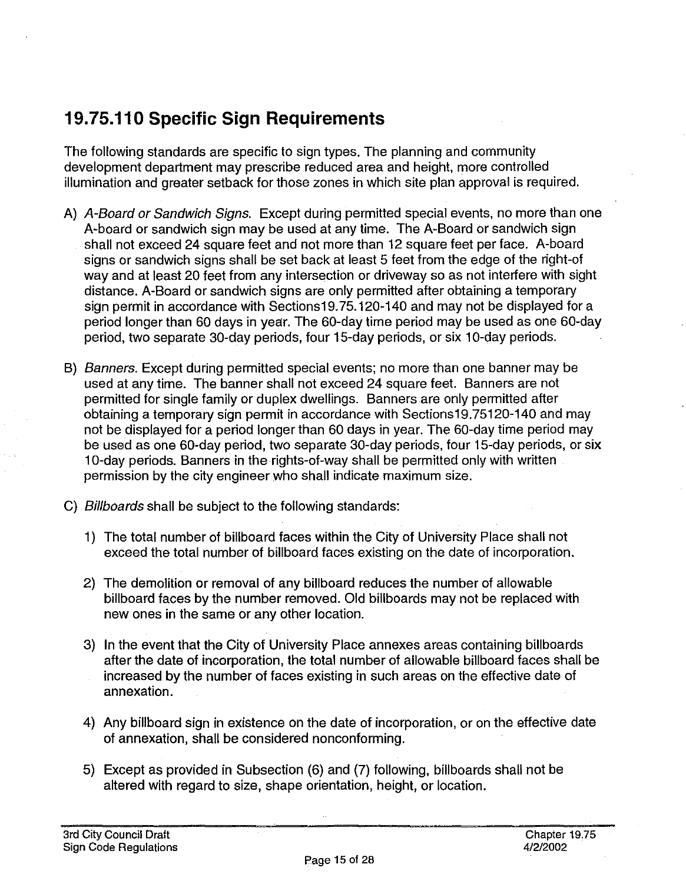## 19.75.110 Specific Sign Requirements

The following standards are specific to sign types. The planning and community development department may prescribe reduced area and height, more controlled illumination and greater setback for those zones in which site plan approval is required.

A) *A-Board or Sandwich Signs.* Except during permitted special events, no more than one A-board or sandwich sign may be used at any time. The A-Board or sandwich sign shall not exceed 24 square feet and not more than 12 square feet per face. A-board signs or sandwich signs shall be set back at least 5 feet from the edge of the right-of way and at least 20 feet from any intersection or driveway so as not interfere with sight distance. A-Board or sandwich signs are only permitted after obtaining a temporary sign permit in accordance with Sections19.75.120-140 and may not be displayed for a period longer than 60 days in year. The 60-day time period may be used as one 60-day period, two separate 30-day periods, four 15-day periods, or six 10-day periods.

B) *Banners.* Except during permitted special events; no more than one banner may be used at any time. The banner shall not exceed 24 square feet. Banners are not permitted for single family or duplex dwellings. Banners are only permitted after obtaining a temporary sign permit in accordance with Sections19.75120-140 and may not be displayed for a period longer than 60 days in year. The 60-day time period may be used as one 60-day period, two separate 30-day periods, four 15-day periods, or six 10-day periods. Banners in the rights-of-way shall be permitted only with written permission by the city engineer who shall indicate maximum size.

C) *Billboards* shall be subject to the following standards:

1) The total number of billboard faces within the City of University Place shall not exceed the total number of billboard faces existing on the date of incorporation.

2) The demolition or removal of any billboard reduces the number of allowable billboard faces by the number removed. Old billboards may not be replaced with new ones in the same or any other location.

3) In the event that the City of University Place annexes areas containing billboards after the date of incorporation, the total number of allowable billboard faces shall be increased by the number of faces existing in such areas on the effective date of annexation.

4) Any billboard sign in existence on the date of incorporation, or on the effective date of annexation, shall be considered nonconforming.

5) Except as provided in Subsection (6) and (7) following, billboards shall not be altered with regard to size, shape orientation, height, or location.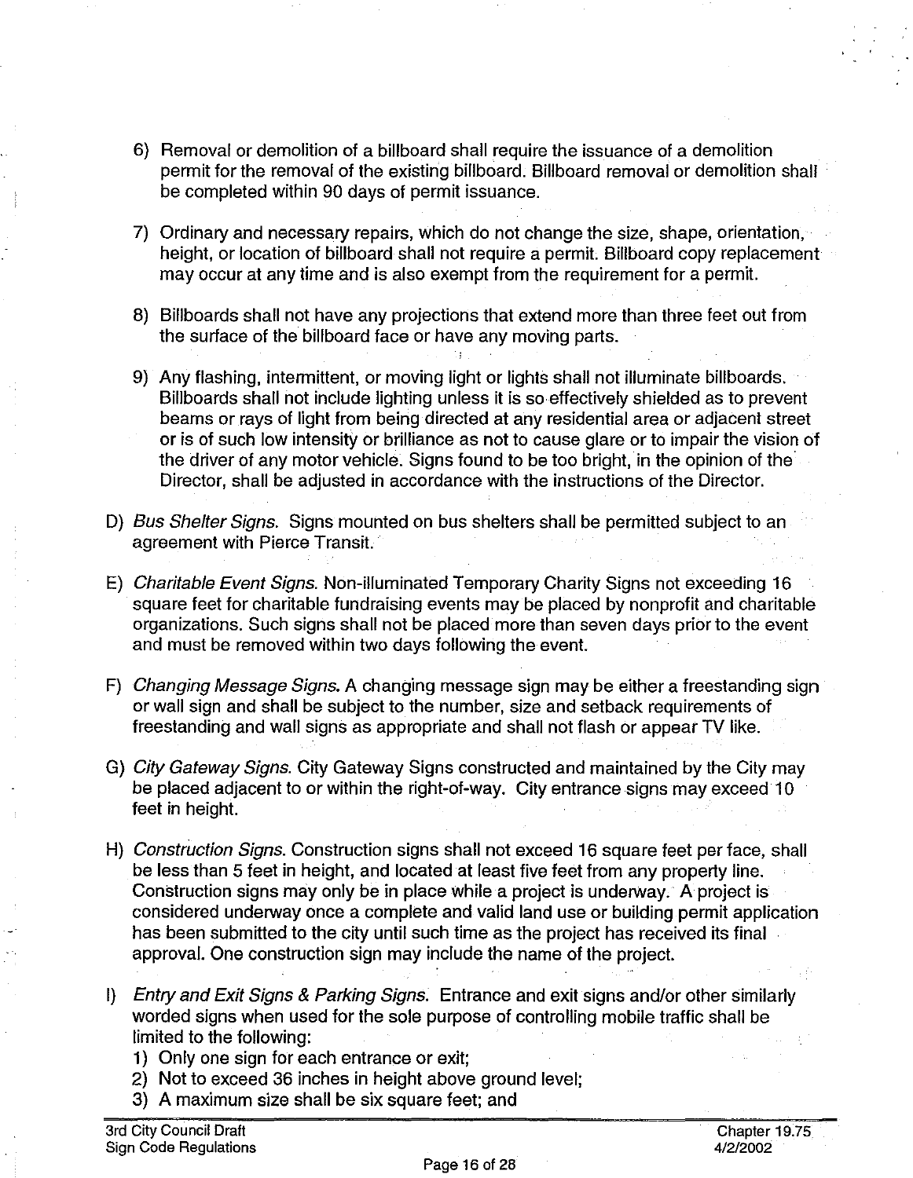6) Removal or demolition of a billboard shall require the issuance of a demolition permit for the removal of the existing billboard. Billboard removal or demolition shall be completed within 90 days of permit issuance.

7) Ordinary and necessary repairs, which do not change the size, shape, orientation, height, or location of billboard shall not require a permit. Billboard copy replacement may occur at any time and is also exempt from the requirement for a permit.

8) Billboards shall not have any projections that extend more than three feet out from the surface of the billboard face or have any moving parts.

9) Any flashing, intermittent, or moving light or lights shall not illuminate billboards. Billboards shall not include lighting unless it is so effectively shielded as to prevent beams or rays of light from being directed at any residential area or adjacent street or is of such low intensity or brilliance as not to cause glare or to impair the vision of the driver of any motor vehicle. Signs found to be too bright, in the opinion of the Director, shall be adjusted in accordance with the instructions of the Director.

D) *Bus Shelter Signs.* Signs mounted on bus shelters shall be permitted subject to an agreement with Pierce Transit.

E) *Charitable Event Signs.* Non-illuminated Temporary Charity Signs not exceeding 16 square feet for charitable fundraising events may be placed by nonprofit and charitable organizations. Such signs shall not be placed more than seven days prior to the event and must be removed within two days following the event.

F) *Changing Message Signs.* A changing message sign may be either a freestanding sign or wall sign and shall be subject to the number, size and setback requirements of freestanding and wall signs as appropriate and shall not flash or appear TV like.

G) *City Gateway Signs.* City Gateway Signs constructed and maintained by the City may be placed adjacent to or within the right-of-way. City entrance signs may exceed 10 feet in height.

H) *Construction Signs.* Construction signs shall not exceed 16 square feet per face, shall be less than 5 feet in height, and located at least five feet from any property line. Construction signs may only be in place while a project is underway. A project is considered underway once a complete and valid land use or building permit application has been submitted to the city until such time as the project has received its final approval. One construction sign may include the name of the project.

I) *Entry and Exit Signs & Parking Signs.* Entrance and exit signs and/or other similarly worded signs when used for the sole purpose of controlling mobile traffic shall be limited to the following:
1) Only one sign for each entrance or exit;
2) Not to exceed 36 inches in height above ground level;
3) A maximum size shall be six square feet; and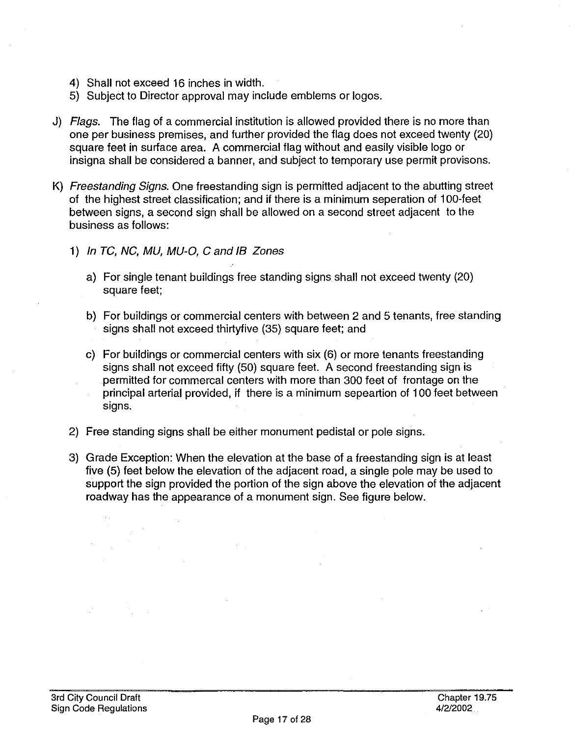4) Shall not exceed 16 inches in width.
5) Subject to Director approval may include emblems or logos.

J) *Flags.* The flag of a commercial institution is allowed provided there is no more than one per business premises, and further provided the flag does not exceed twenty (20) square feet in surface area. A commercial flag without and easily visible logo or insigna shall be considered a banner, and subject to temporary use permit provisons.

K) *Freestanding Signs.* One freestanding sign is permitted adjacent to the abutting street of the highest street classification; and if there is a minimum seperation of 100-feet between signs, a second sign shall be allowed on a second street adjacent to the business as follows:

1) *In TC, NC, MU, MU-O, C and IB Zones*

   a) For single tenant buildings free standing signs shall not exceed twenty (20) square feet;

   b) For buildings or commercial centers with between 2 and 5 tenants, free standing signs shall not exceed thirtyfive (35) square feet; and

   c) For buildings or commercial centers with six (6) or more tenants freestanding signs shall not exceed fifty (50) square feet. A second freestanding sign is permitted for commercal centers with more than 300 feet of frontage on the principal arterial provided, if there is a minimum sepeartion of 100 feet between signs.

2) Free standing signs shall be either monument pedistal or pole signs.

3) Grade Exception: When the elevation at the base of a freestanding sign is at least five (5) feet below the elevation of the adjacent road, a single pole may be used to support the sign provided the portion of the sign above the elevation of the adjacent roadway has the appearance of a monument sign. See figure below.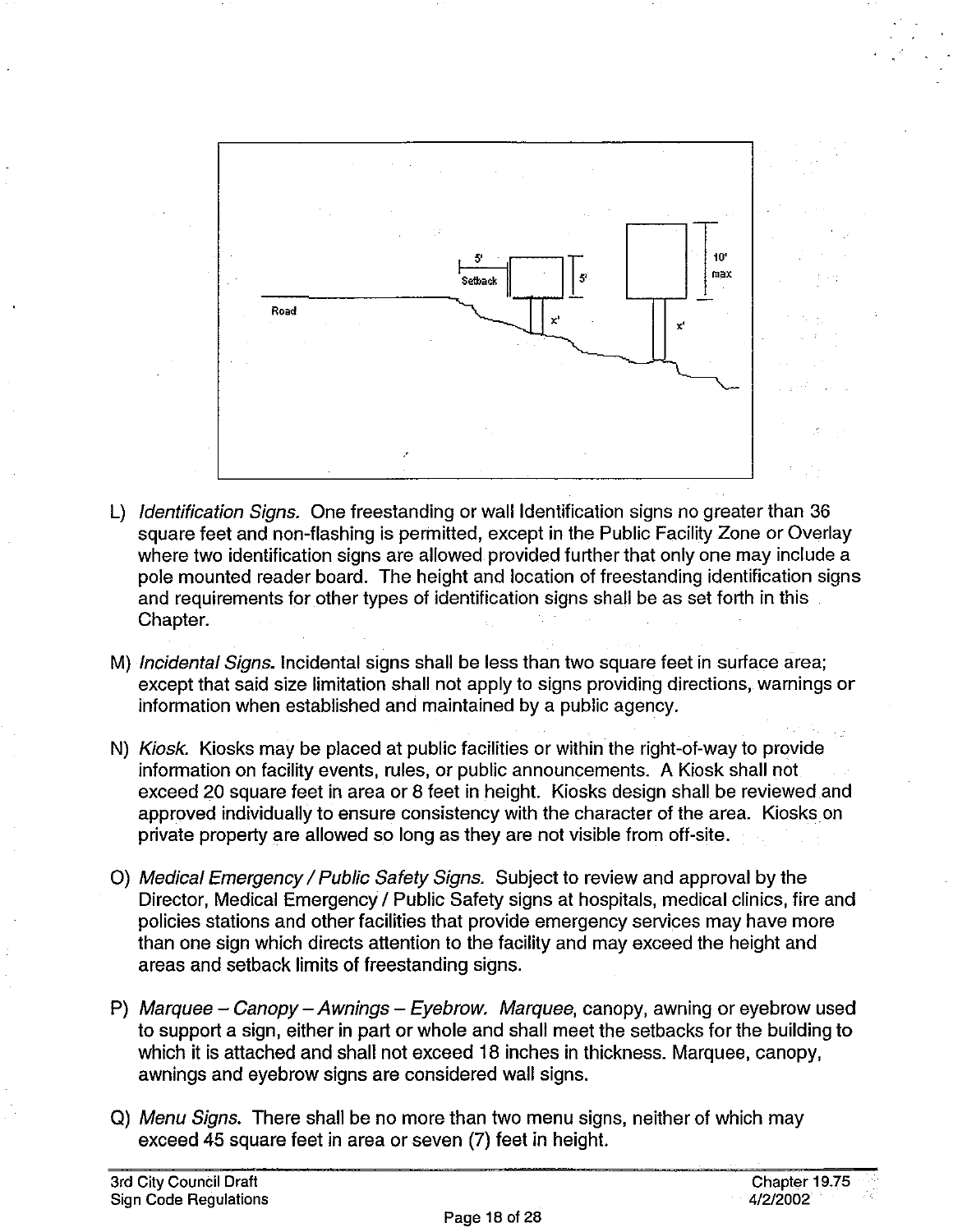L) *Identification Signs.* One freestanding or wall Identification signs no greater than 36 square feet and non-flashing is permitted, except in the Public Facility Zone or Overlay where two identification signs are allowed provided further that only one may include a pole mounted reader board. The height and location of freestanding identification signs and requirements for other types of identification signs shall be as set forth in this Chapter.

M) *Incidental Signs.* Incidental signs shall be less than two square feet in surface area; except that said size limitation shall not apply to signs providing directions, warnings or information when established and maintained by a public agency.

N) *Kiosk.* Kiosks may be placed at public facilities or within the right-of-way to provide information on facility events, rules, or public announcements. A Kiosk shall not exceed 20 square feet in area or 8 feet in height. Kiosks design shall be reviewed and approved individually to ensure consistency with the character of the area. Kiosks on private property are allowed so long as they are not visible from off-site.

O) *Medical Emergency / Public Safety Signs.* Subject to review and approval by the Director, Medical Emergency / Public Safety signs at hospitals, medical clinics, fire and policies stations and other facilities that provide emergency services may have more than one sign which directs attention to the facility and may exceed the height and areas and setback limits of freestanding signs.

P) *Marquee – Canopy – Awnings – Eyebrow. Marquee*, canopy, awning or eyebrow used to support a sign, either in part or whole and shall meet the setbacks for the building to which it is attached and shall not exceed 18 inches in thickness. Marquee, canopy, awnings and eyebrow signs are considered wall signs.

Q) *Menu Signs.* There shall be no more than two menu signs, neither of which may exceed 45 square feet in area or seven (7) feet in height.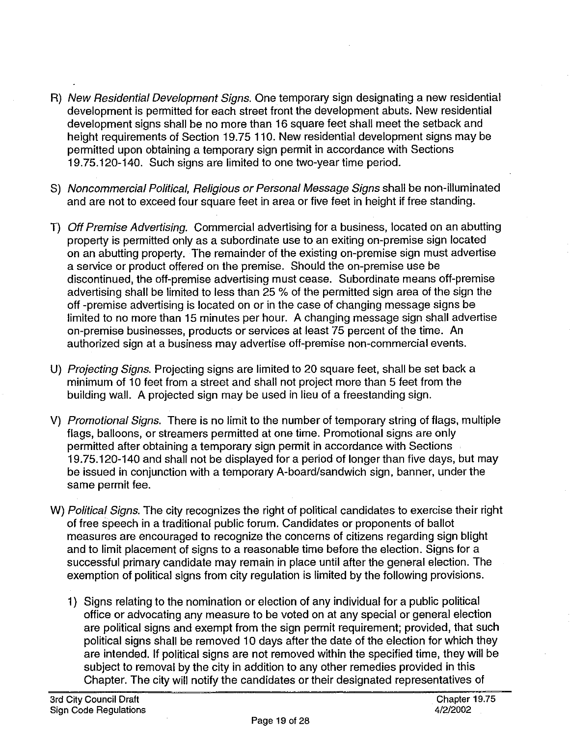R) *New Residential Development Signs.* One temporary sign designating a new residential development is permitted for each street front the development abuts. New residential development signs shall be no more than 16 square feet shall meet the setback and height requirements of Section 19.75 110. New residential development signs may be permitted upon obtaining a temporary sign permit in accordance with Sections 19.75.120-140. Such signs are limited to one two-year time period.

S) *Noncommercial Political, Religious or Personal Message Signs* shall be non-illuminated and are not to exceed four square feet in area or five feet in height if free standing.

T) *Off Premise Advertising.* Commercial advertising for a business, located on an abutting property is permitted only as a subordinate use to an exiting on-premise sign located on an abutting property. The remainder of the existing on-premise sign must advertise a service or product offered on the premise. Should the on-premise use be discontinued, the off-premise advertising must cease. Subordinate means off-premise advertising shall be limited to less than 25 % of the permitted sign area of the sign the off -premise advertising is located on or in the case of changing message signs be limited to no more than 15 minutes per hour. A changing message sign shall advertise on-premise businesses, products or services at least 75 percent of the time. An authorized sign at a business may advertise off-premise non-commercial events.

U) *Projecting Signs.* Projecting signs are limited to 20 square feet, shall be set back a minimum of 10 feet from a street and shall not project more than 5 feet from the building wall. A projected sign may be used in lieu of a freestanding sign.

V) *Promotional Signs.* There is no limit to the number of temporary string of flags, multiple flags, balloons, or streamers permitted at one time. Promotional signs are only permitted after obtaining a temporary sign permit in accordance with Sections 19.75.120-140 and shall not be displayed for a period of longer than five days, but may be issued in conjunction with a temporary A-board/sandwich sign, banner, under the same permit fee.

W) *Political Signs.* The city recognizes the right of political candidates to exercise their right of free speech in a traditional public forum. Candidates or proponents of ballot measures are encouraged to recognize the concerns of citizens regarding sign blight and to limit placement of signs to a reasonable time before the election. Signs for a successful primary candidate may remain in place until after the general election. The exemption of political signs from city regulation is limited by the following provisions.

1) Signs relating to the nomination or election of any individual for a public political office or advocating any measure to be voted on at any special or general election are political signs and exempt from the sign permit requirement; provided, that such political signs shall be removed 10 days after the date of the election for which they are intended. If political signs are not removed within the specified time, they will be subject to removal by the city in addition to any other remedies provided in this Chapter. The city will notify the candidates or their designated representatives of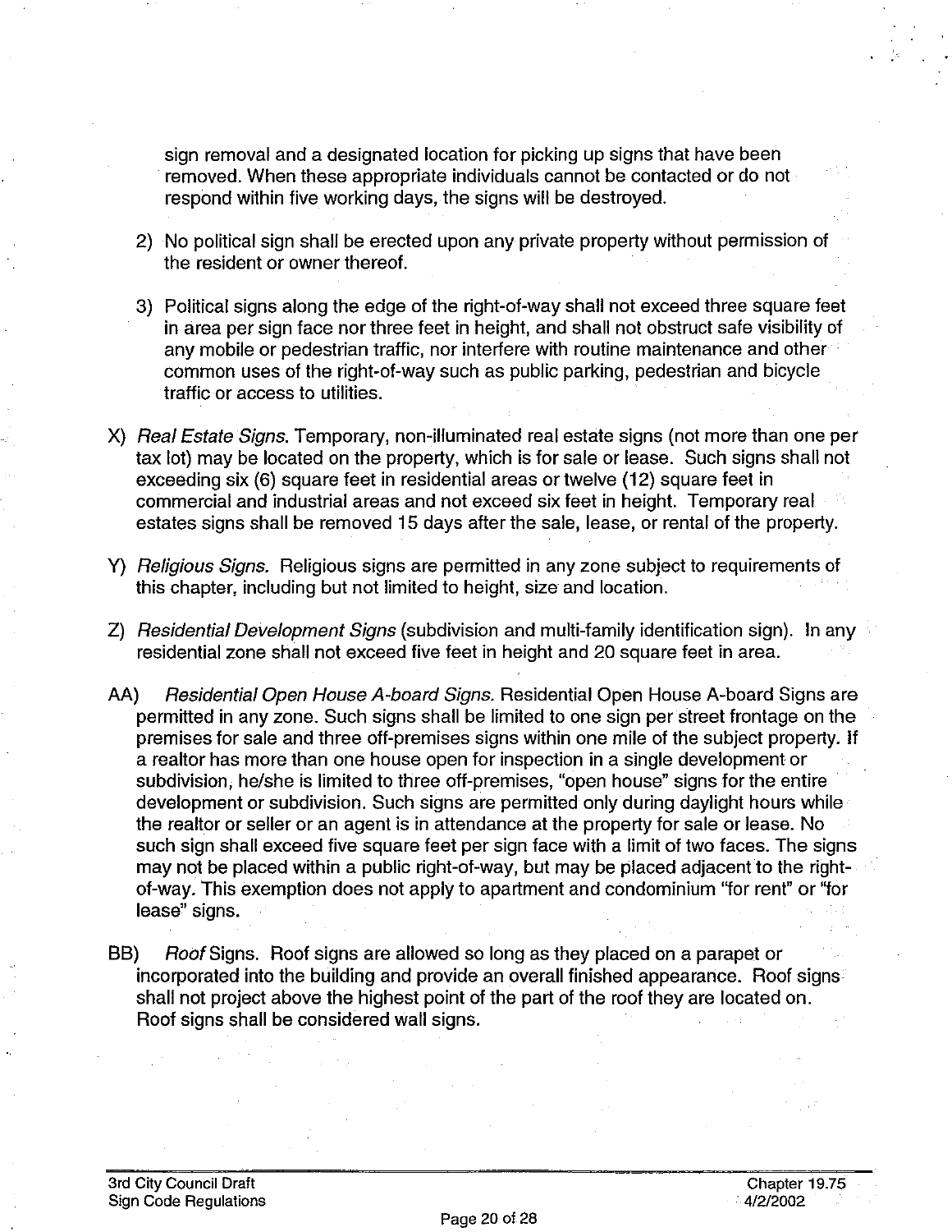sign removal and a designated location for picking up signs that have been removed. When these appropriate individuals cannot be contacted or do not respond within five working days, the signs will be destroyed.

2) No political sign shall be erected upon any private property without permission of the resident or owner thereof.

3) Political signs along the edge of the right-of-way shall not exceed three square feet in area per sign face nor three feet in height, and shall not obstruct safe visibility of any mobile or pedestrian traffic, nor interfere with routine maintenance and other common uses of the right-of-way such as public parking, pedestrian and bicycle traffic or access to utilities.

X) *Real Estate Signs.* Temporary, non-illuminated real estate signs (not more than one per tax lot) may be located on the property, which is for sale or lease. Such signs shall not exceeding six (6) square feet in residential areas or twelve (12) square feet in commercial and industrial areas and not exceed six feet in height. Temporary real estates signs shall be removed 15 days after the sale, lease, or rental of the property.

Y) *Religious Signs.* Religious signs are permitted in any zone subject to requirements of this chapter, including but not limited to height, size and location.

Z) *Residential Development Signs* (subdivision and multi-family identification sign). In any residential zone shall not exceed five feet in height and 20 square feet in area.

AA) *Residential Open House A-board Signs.* Residential Open House A-board Signs are permitted in any zone. Such signs shall be limited to one sign per street frontage on the premises for sale and three off-premises signs within one mile of the subject property. If a realtor has more than one house open for inspection in a single development or subdivision, he/she is limited to three off-premises, "open house" signs for the entire development or subdivision. Such signs are permitted only during daylight hours while the realtor or seller or an agent is in attendance at the property for sale or lease. No such sign shall exceed five square feet per sign face with a limit of two faces. The signs may not be placed within a public right-of-way, but may be placed adjacent to the right-of-way. This exemption does not apply to apartment and condominium "for rent" or "for lease" signs.

BB) *Roof* Signs. Roof signs are allowed so long as they placed on a parapet or incorporated into the building and provide an overall finished appearance. Roof signs shall not project above the highest point of the part of the roof they are located on. Roof signs shall be considered wall signs.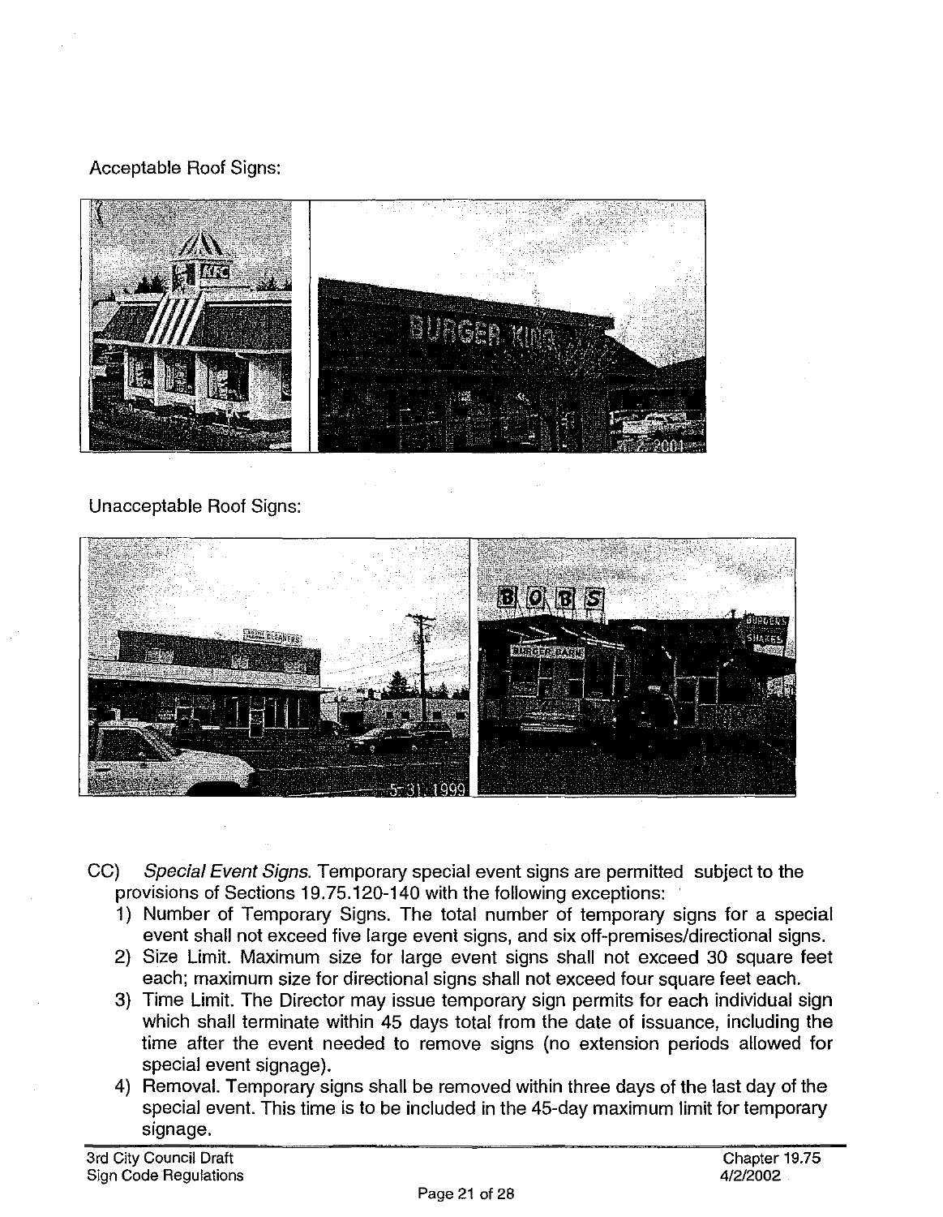Acceptable Roof Signs:

Unacceptable Roof Signs:

CC) *Special Event Signs.* Temporary special event signs are permitted subject to the provisions of Sections 19.75.120-140 with the following exceptions:

1) Number of Temporary Signs. The total number of temporary signs for a special event shall not exceed five large event signs, and six off-premises/directional signs.
2) Size Limit. Maximum size for large event signs shall not exceed 30 square feet each; maximum size for directional signs shall not exceed four square feet each.
3) Time Limit. The Director may issue temporary sign permits for each individual sign which shall terminate within 45 days total from the date of issuance, including the time after the event needed to remove signs (no extension periods allowed for special event signage).
4) Removal. Temporary signs shall be removed within three days of the last day of the special event. This time is to be included in the 45-day maximum limit for temporary signage.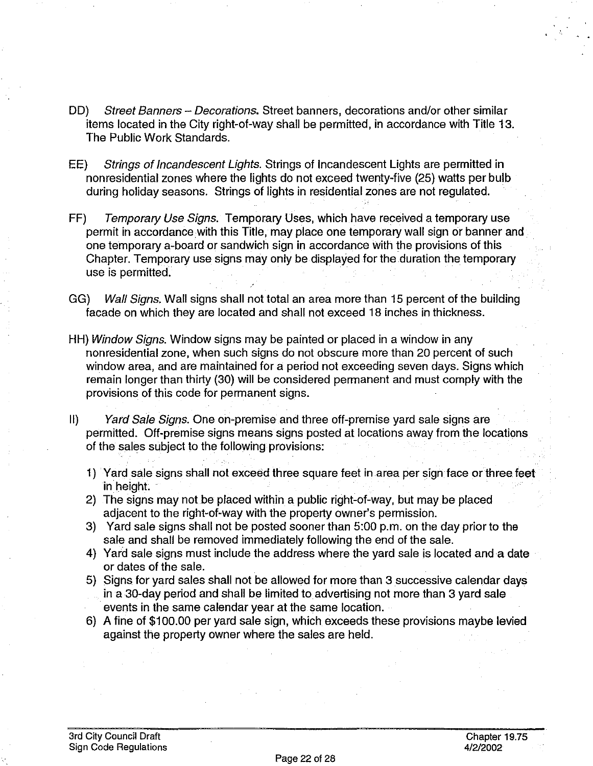DD) *Street Banners – Decorations.* Street banners, decorations and/or other similar items located in the City right-of-way shall be permitted, in accordance with Title 13. The Public Work Standards.

EE) *Strings of Incandescent Lights.* Strings of Incandescent Lights are permitted in nonresidential zones where the lights do not exceed twenty-five (25) watts per bulb during holiday seasons. Strings of lights in residential zones are not regulated.

FF) *Temporary Use Signs.* Temporary Uses, which have received a temporary use permit in accordance with this Title, may place one temporary wall sign or banner and one temporary a-board or sandwich sign in accordance with the provisions of this Chapter. Temporary use signs may only be displayed for the duration the temporary use is permitted.

GG) *Wall Signs.* Wall signs shall not total an area more than 15 percent of the building facade on which they are located and shall not exceed 18 inches in thickness.

HH) *Window Signs.* Window signs may be painted or placed in a window in any nonresidential zone, when such signs do not obscure more than 20 percent of such window area, and are maintained for a period not exceeding seven days. Signs which remain longer than thirty (30) will be considered permanent and must comply with the provisions of this code for permanent signs.

II) *Yard Sale Signs.* One on-premise and three off-premise yard sale signs are permitted. Off-premise signs means signs posted at locations away from the locations of the sales subject to the following provisions:

1) Yard sale signs shall not exceed three square feet in area per sign face or three feet in height.
2) The signs may not be placed within a public right-of-way, but may be placed adjacent to the right-of-way with the property owner's permission.
3) Yard sale signs shall not be posted sooner than 5:00 p.m. on the day prior to the sale and shall be removed immediately following the end of the sale.
4) Yard sale signs must include the address where the yard sale is located and a date or dates of the sale.
5) Signs for yard sales shall not be allowed for more than 3 successive calendar days in a 30-day period and shall be limited to advertising not more than 3 yard sale events in the same calendar year at the same location.
6) A fine of $100.00 per yard sale sign, which exceeds these provisions maybe levied against the property owner where the sales are held.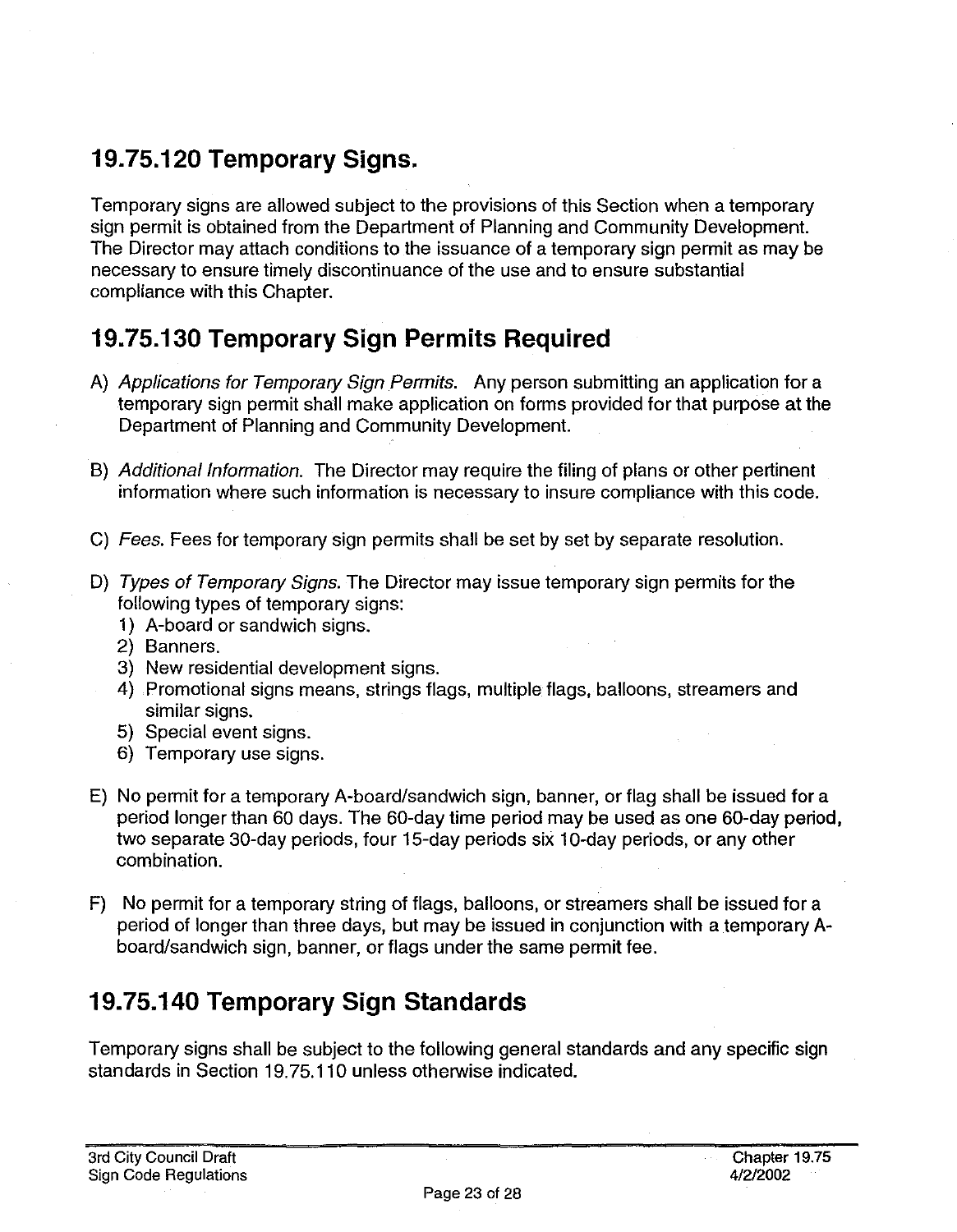## 19.75.120 Temporary Signs.

Temporary signs are allowed subject to the provisions of this Section when a temporary sign permit is obtained from the Department of Planning and Community Development. The Director may attach conditions to the issuance of a temporary sign permit as may be necessary to ensure timely discontinuance of the use and to ensure substantial compliance with this Chapter.

## 19.75.130 Temporary Sign Permits Required

A) *Applications for Temporary Sign Permits.* Any person submitting an application for a temporary sign permit shall make application on forms provided for that purpose at the Department of Planning and Community Development.

B) *Additional Information.* The Director may require the filing of plans or other pertinent information where such information is necessary to insure compliance with this code.

C) *Fees.* Fees for temporary sign permits shall be set by set by separate resolution.

D) *Types of Temporary Signs.* The Director may issue temporary sign permits for the following types of temporary signs:
   1) A-board or sandwich signs.
   2) Banners.
   3) New residential development signs.
   4) Promotional signs means, strings flags, multiple flags, balloons, streamers and similar signs.
   5) Special event signs.
   6) Temporary use signs.

E) No permit for a temporary A-board/sandwich sign, banner, or flag shall be issued for a period longer than 60 days. The 60-day time period may be used as one 60-day period, two separate 30-day periods, four 15-day periods six 10-day periods, or any other combination.

F) No permit for a temporary string of flags, balloons, or streamers shall be issued for a period of longer than three days, but may be issued in conjunction with a temporary A-board/sandwich sign, banner, or flags under the same permit fee.

## 19.75.140 Temporary Sign Standards

Temporary signs shall be subject to the following general standards and any specific sign standards in Section 19.75.110 unless otherwise indicated.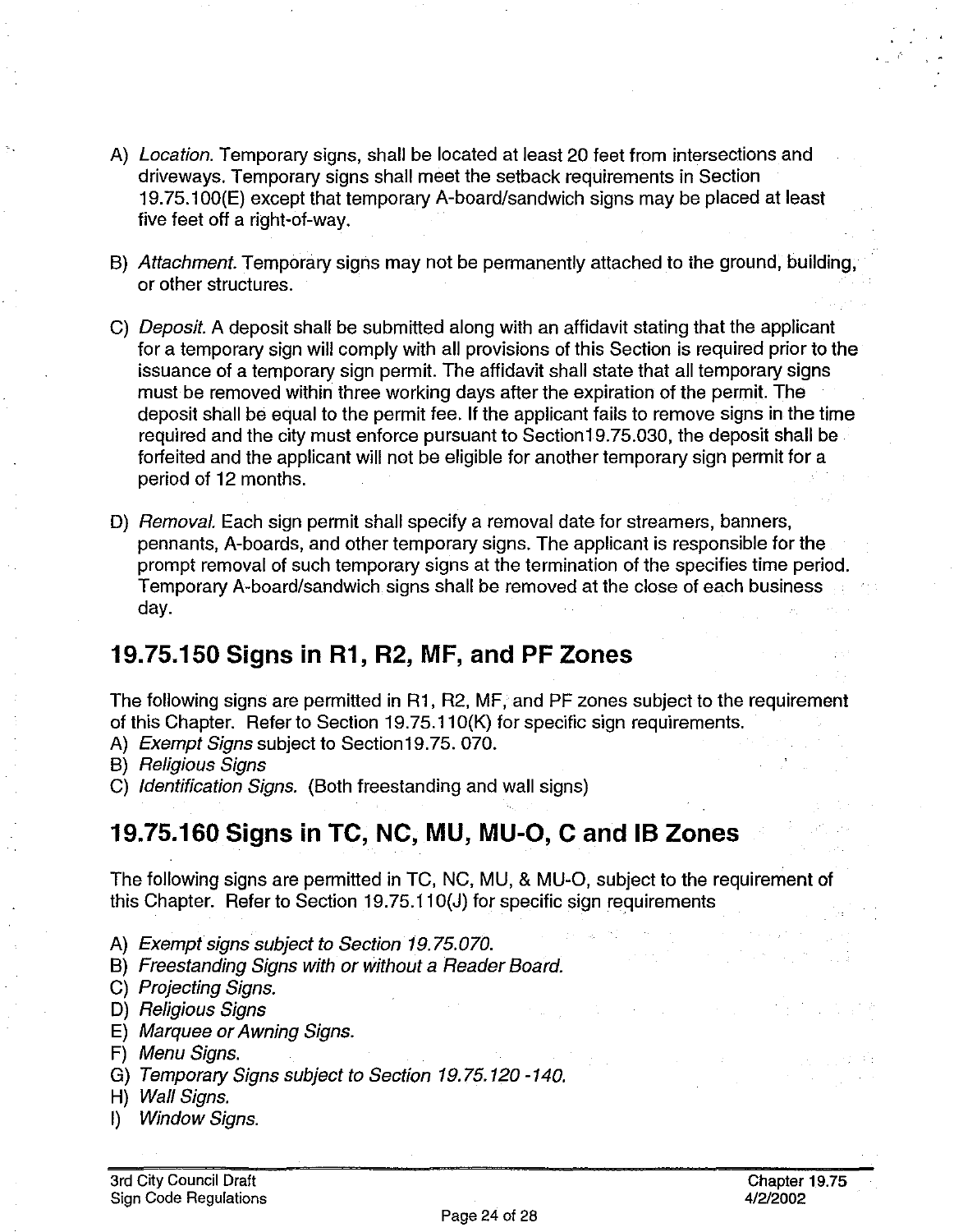A) *Location.* Temporary signs, shall be located at least 20 feet from intersections and driveways. Temporary signs shall meet the setback requirements in Section 19.75.100(E) except that temporary A-board/sandwich signs may be placed at least five feet off a right-of-way.

B) *Attachment.* Temporary signs may not be permanently attached to the ground, building, or other structures.

C) *Deposit.* A deposit shall be submitted along with an affidavit stating that the applicant for a temporary sign will comply with all provisions of this Section is required prior to the issuance of a temporary sign permit. The affidavit shall state that all temporary signs must be removed within three working days after the expiration of the permit. The deposit shall be equal to the permit fee. If the applicant fails to remove signs in the time required and the city must enforce pursuant to Section19.75.030, the deposit shall be forfeited and the applicant will not be eligible for another temporary sign permit for a period of 12 months.

D) *Removal.* Each sign permit shall specify a removal date for streamers, banners, pennants, A-boards, and other temporary signs. The applicant is responsible for the prompt removal of such temporary signs at the termination of the specifies time period. Temporary A-board/sandwich signs shall be removed at the close of each business day.

## 19.75.150 Signs in R1, R2, MF, and PF Zones

The following signs are permitted in R1, R2, MF, and PF zones subject to the requirement of this Chapter. Refer to Section 19.75.110(K) for specific sign requirements.

A) *Exempt Signs* subject to Section19.75. 070.
B) *Religious Signs*
C) *Identification Signs.* (Both freestanding and wall signs)

## 19.75.160 Signs in TC, NC, MU, MU-O, C and IB Zones

The following signs are permitted in TC, NC, MU, & MU-O, subject to the requirement of this Chapter. Refer to Section 19.75.110(J) for specific sign requirements

A) *Exempt signs subject to Section 19.75.070.*
B) *Freestanding Signs with or without a Reader Board.*
C) *Projecting Signs.*
D) *Religious Signs*
E) *Marquee or Awning Signs.*
F) *Menu Signs.*
G) *Temporary Signs subject to Section 19.75.120 -140.*
H) *Wall Signs.*
I) *Window Signs.*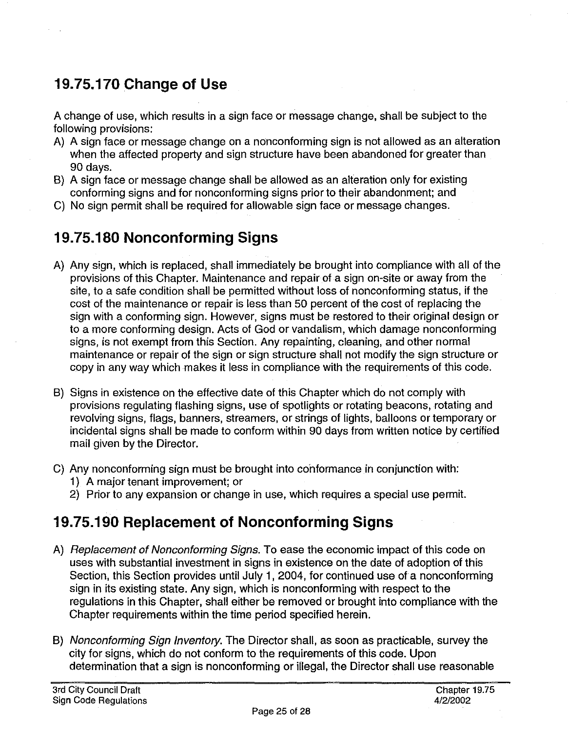## 19.75.170 Change of Use

A change of use, which results in a sign face or message change, shall be subject to the following provisions:

A) A sign face or message change on a nonconforming sign is not allowed as an alteration when the affected property and sign structure have been abandoned for greater than 90 days.
B) A sign face or message change shall be allowed as an alteration only for existing conforming signs and for nonconforming signs prior to their abandonment; and
C) No sign permit shall be required for allowable sign face or message changes.

## 19.75.180 Nonconforming Signs

A) Any sign, which is replaced, shall immediately be brought into compliance with all of the provisions of this Chapter. Maintenance and repair of a sign on-site or away from the site, to a safe condition shall be permitted without loss of nonconforming status, if the cost of the maintenance or repair is less than 50 percent of the cost of replacing the sign with a conforming sign. However, signs must be restored to their original design or to a more conforming design. Acts of God or vandalism, which damage nonconforming signs, is not exempt from this Section. Any repainting, cleaning, and other normal maintenance or repair of the sign or sign structure shall not modify the sign structure or copy in any way which makes it less in compliance with the requirements of this code.

B) Signs in existence on the effective date of this Chapter which do not comply with provisions regulating flashing signs, use of spotlights or rotating beacons, rotating and revolving signs, flags, banners, streamers, or strings of lights, balloons or temporary or incidental signs shall be made to conform within 90 days from written notice by certified mail given by the Director.

C) Any nonconforming sign must be brought into conformance in conjunction with:
   1) A major tenant improvement; or
   2) Prior to any expansion or change in use, which requires a special use permit.

## 19.75.190 Replacement of Nonconforming Signs

A) *Replacement of Nonconforming Signs.* To ease the economic impact of this code on uses with substantial investment in signs in existence on the date of adoption of this Section, this Section provides until July 1, 2004, for continued use of a nonconforming sign in its existing state. Any sign, which is nonconforming with respect to the regulations in this Chapter, shall either be removed or brought into compliance with the Chapter requirements within the time period specified herein.

B) *Nonconforming Sign Inventory.* The Director shall, as soon as practicable, survey the city for signs, which do not conform to the requirements of this code. Upon determination that a sign is nonconforming or illegal, the Director shall use reasonable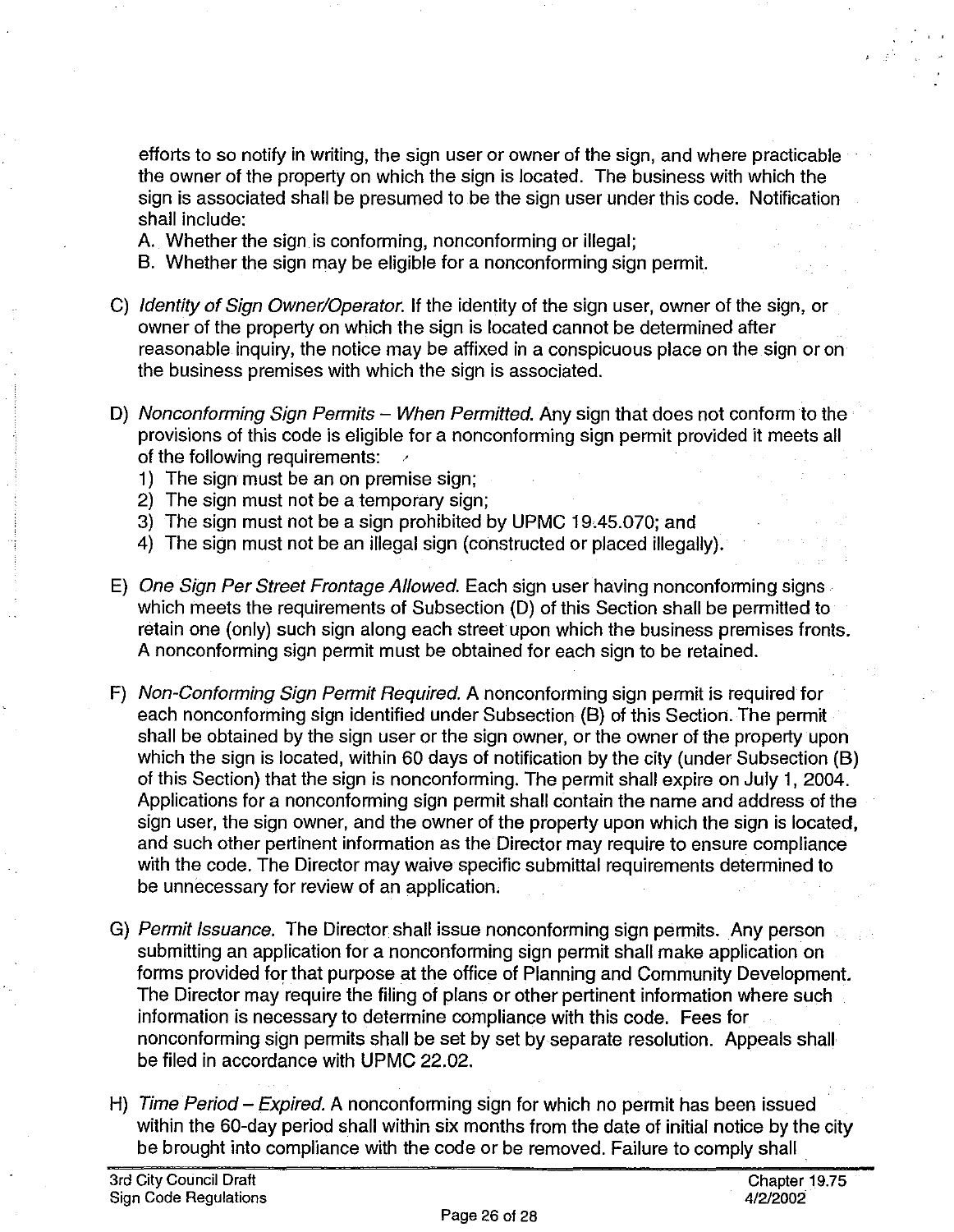efforts to so notify in writing, the sign user or owner of the sign, and where practicable the owner of the property on which the sign is located. The business with which the sign is associated shall be presumed to be the sign user under this code. Notification shall include:

A. Whether the sign is conforming, nonconforming or illegal;
B. Whether the sign may be eligible for a nonconforming sign permit.

C) *Identity of Sign Owner/Operator.* If the identity of the sign user, owner of the sign, or owner of the property on which the sign is located cannot be determined after reasonable inquiry, the notice may be affixed in a conspicuous place on the sign or on the business premises with which the sign is associated.

D) *Nonconforming Sign Permits – When Permitted.* Any sign that does not conform to the provisions of this code is eligible for a nonconforming sign permit provided it meets all of the following requirements:
   1) The sign must be an on premise sign;
   2) The sign must not be a temporary sign;
   3) The sign must not be a sign prohibited by UPMC 19.45.070; and
   4) The sign must not be an illegal sign (constructed or placed illegally).

E) *One Sign Per Street Frontage Allowed.* Each sign user having nonconforming signs which meets the requirements of Subsection (D) of this Section shall be permitted to retain one (only) such sign along each street upon which the business premises fronts. A nonconforming sign permit must be obtained for each sign to be retained.

F) *Non-Conforming Sign Permit Required.* A nonconforming sign permit is required for each nonconforming sign identified under Subsection (B) of this Section. The permit shall be obtained by the sign user or the sign owner, or the owner of the property upon which the sign is located, within 60 days of notification by the city (under Subsection (B) of this Section) that the sign is nonconforming. The permit shall expire on July 1, 2004. Applications for a nonconforming sign permit shall contain the name and address of the sign user, the sign owner, and the owner of the property upon which the sign is located, and such other pertinent information as the Director may require to ensure compliance with the code. The Director may waive specific submittal requirements determined to be unnecessary for review of an application.

G) *Permit Issuance.* The Director shall issue nonconforming sign permits. Any person submitting an application for a nonconforming sign permit shall make application on forms provided for that purpose at the office of Planning and Community Development. The Director may require the filing of plans or other pertinent information where such information is necessary to determine compliance with this code. Fees for nonconforming sign permits shall be set by set by separate resolution. Appeals shall be filed in accordance with UPMC 22.02.

H) *Time Period – Expired.* A nonconforming sign for which no permit has been issued within the 60-day period shall within six months from the date of initial notice by the city be brought into compliance with the code or be removed. Failure to comply shall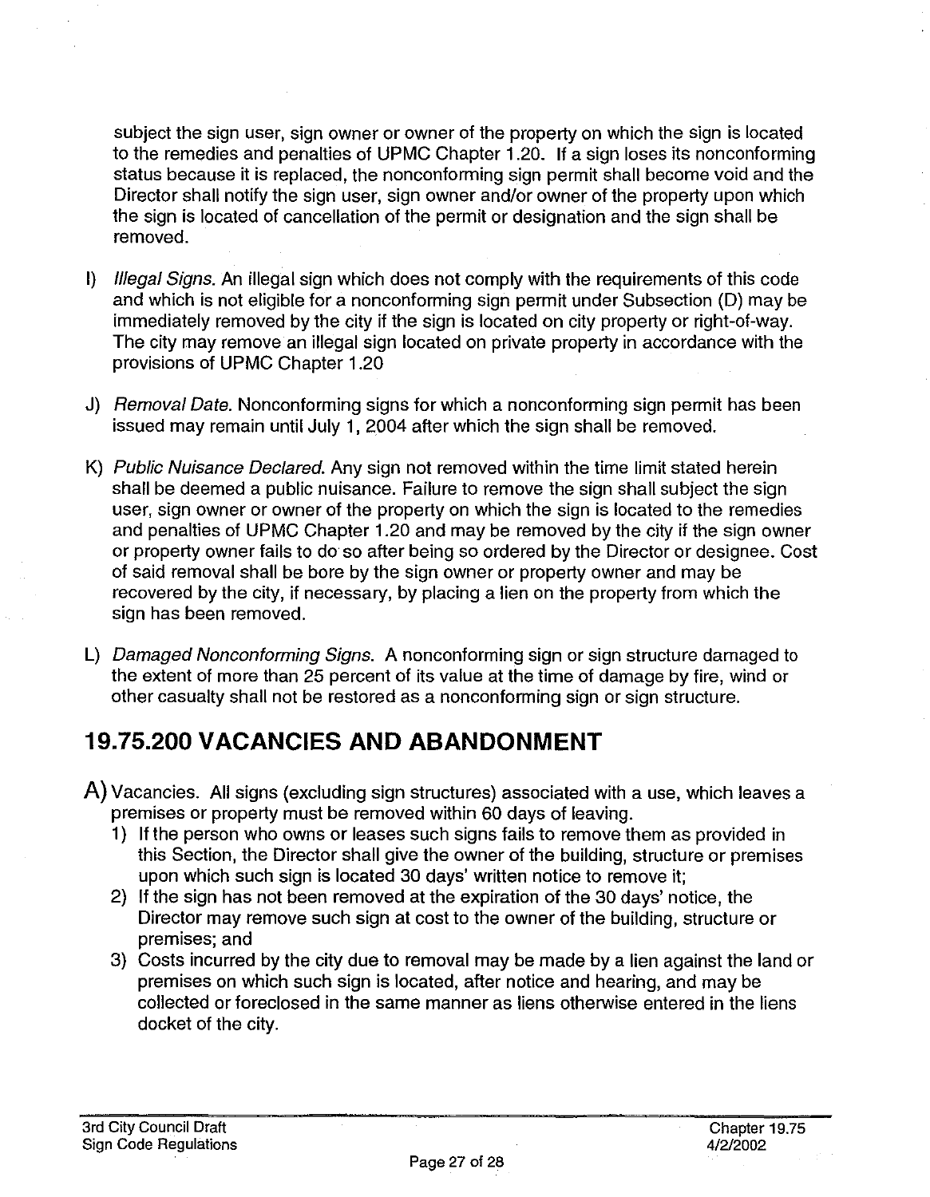subject the sign user, sign owner or owner of the property on which the sign is located to the remedies and penalties of UPMC Chapter 1.20. If a sign loses its nonconforming status because it is replaced, the nonconforming sign permit shall become void and the Director shall notify the sign user, sign owner and/or owner of the property upon which the sign is located of cancellation of the permit or designation and the sign shall be removed.

I) *Illegal Signs.* An illegal sign which does not comply with the requirements of this code and which is not eligible for a nonconforming sign permit under Subsection (D) may be immediately removed by the city if the sign is located on city property or right-of-way. The city may remove an illegal sign located on private property in accordance with the provisions of UPMC Chapter 1.20

J) *Removal Date.* Nonconforming signs for which a nonconforming sign permit has been issued may remain until July 1, 2004 after which the sign shall be removed.

K) *Public Nuisance Declared.* Any sign not removed within the time limit stated herein shall be deemed a public nuisance. Failure to remove the sign shall subject the sign user, sign owner or owner of the property on which the sign is located to the remedies and penalties of UPMC Chapter 1.20 and may be removed by the city if the sign owner or property owner fails to do so after being so ordered by the Director or designee. Cost of said removal shall be bore by the sign owner or property owner and may be recovered by the city, if necessary, by placing a lien on the property from which the sign has been removed.

L) *Damaged Nonconforming Signs.* A nonconforming sign or sign structure damaged to the extent of more than 25 percent of its value at the time of damage by fire, wind or other casualty shall not be restored as a nonconforming sign or sign structure.

## 19.75.200 VACANCIES AND ABANDONMENT

A) Vacancies. All signs (excluding sign structures) associated with a use, which leaves a premises or property must be removed within 60 days of leaving.

1) If the person who owns or leases such signs fails to remove them as provided in this Section, the Director shall give the owner of the building, structure or premises upon which such sign is located 30 days' written notice to remove it;
2) If the sign has not been removed at the expiration of the 30 days' notice, the Director may remove such sign at cost to the owner of the building, structure or premises; and
3) Costs incurred by the city due to removal may be made by a lien against the land or premises on which such sign is located, after notice and hearing, and may be collected or foreclosed in the same manner as liens otherwise entered in the liens docket of the city.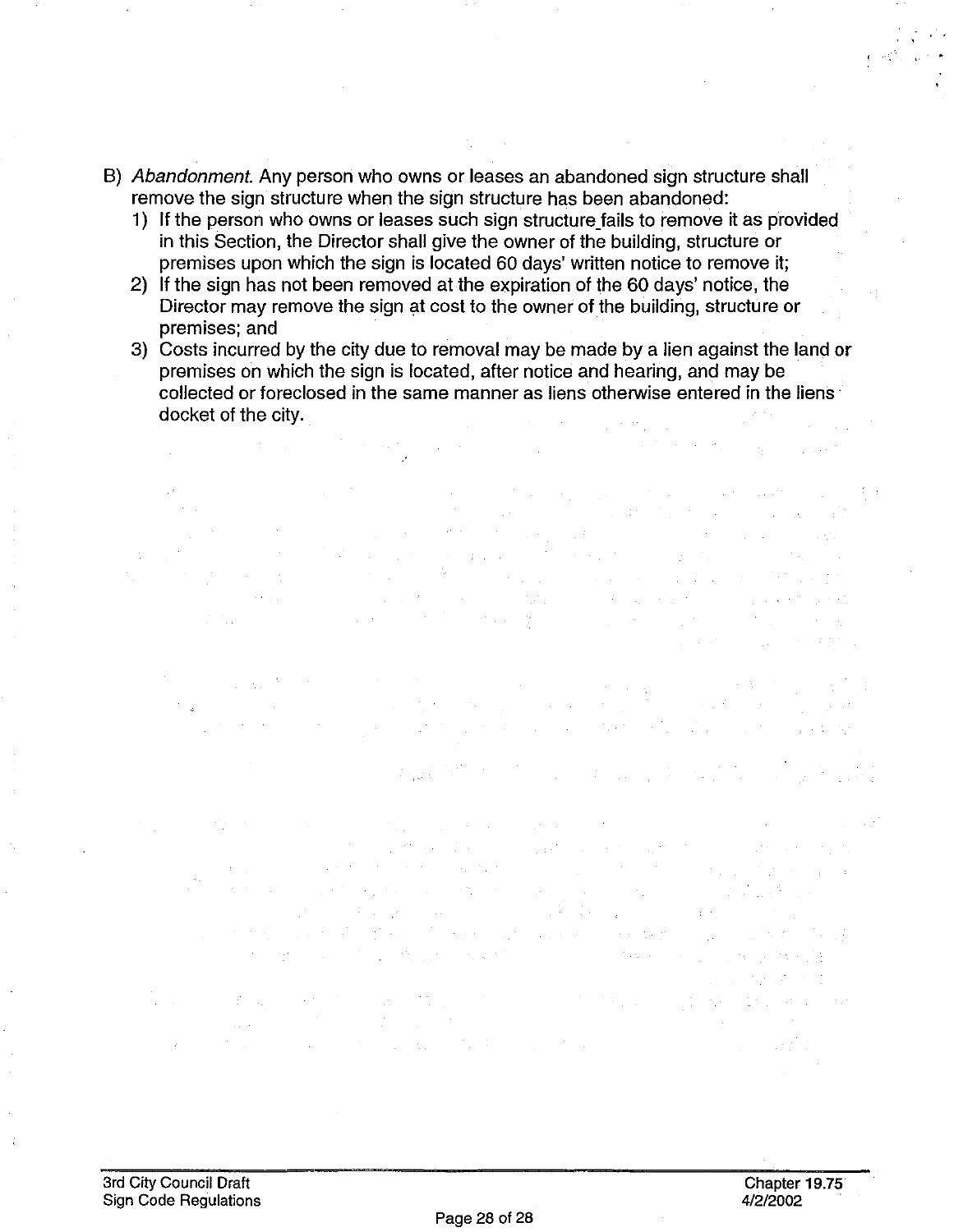B) *Abandonment.* Any person who owns or leases an abandoned sign structure shall remove the sign structure when the sign structure has been abandoned:

1) If the person who owns or leases such sign structure fails to remove it as provided in this Section, the Director shall give the owner of the building, structure or premises upon which the sign is located 60 days' written notice to remove it;
2) If the sign has not been removed at the expiration of the 60 days' notice, the Director may remove the sign at cost to the owner of the building, structure or premises; and
3) Costs incurred by the city due to removal may be made by a lien against the land or premises on which the sign is located, after notice and hearing, and may be collected or foreclosed in the same manner as liens otherwise entered in the liens docket of the city.